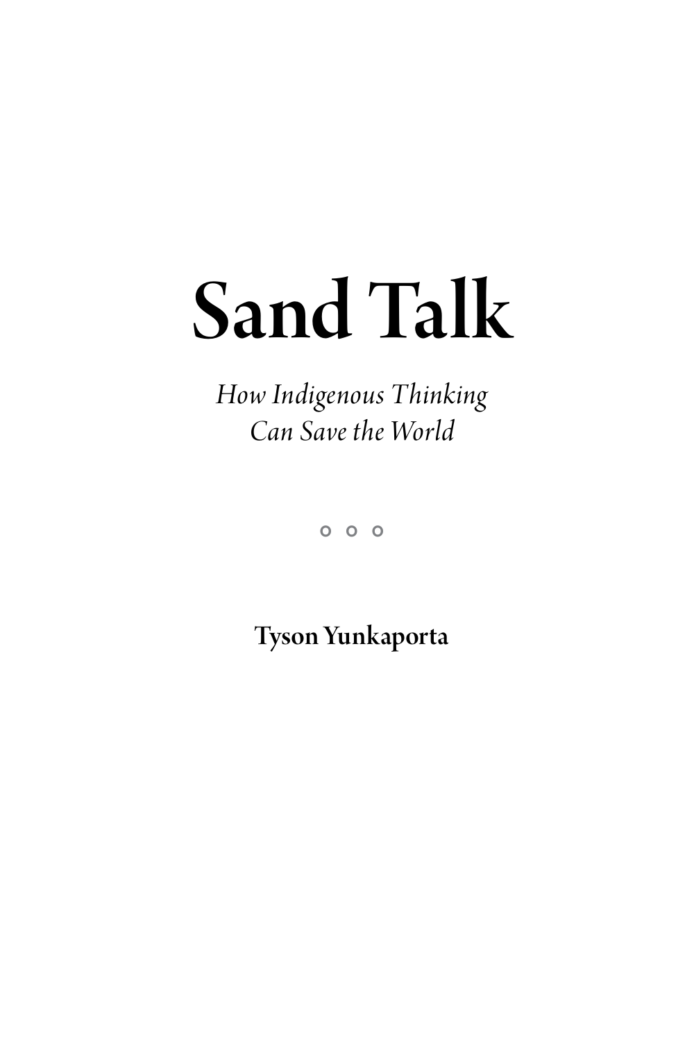# Sand Talk

*How Indigenous Thinking Can Save the World*

**Tyson Yunkaporta**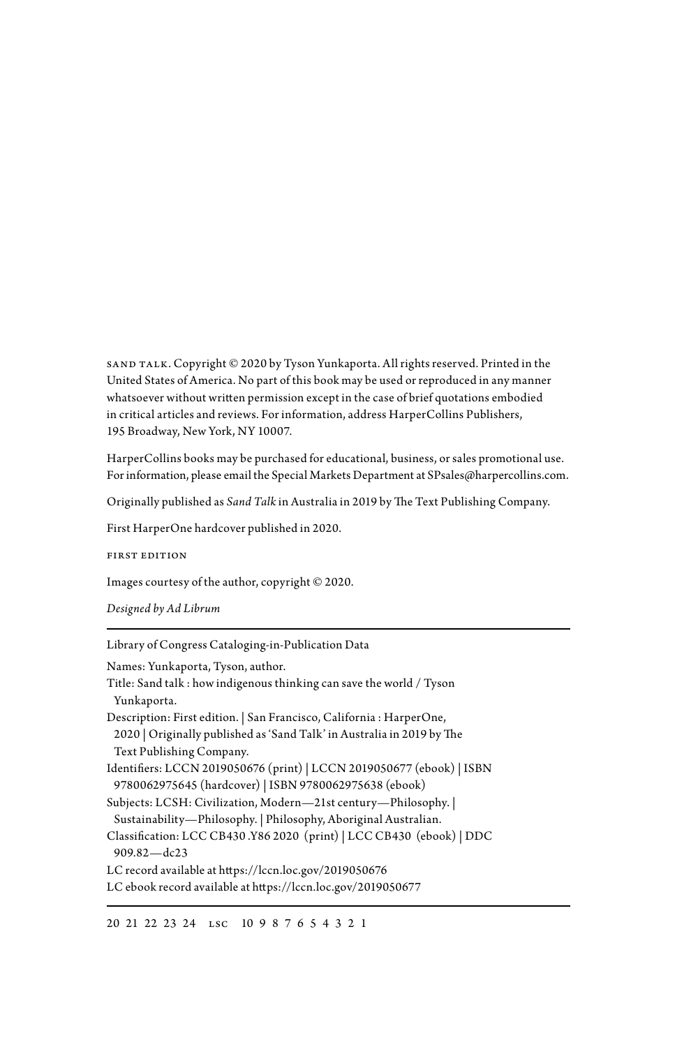SAND TALK. Copyright © 2020 by Tyson Yunkaporta. All rights reserved. Printed in the United States of America. No part of this book may be used or reproduced in any manner whatsoever without written permission except in the case of brief quotations embodied in critical articles and reviews. For information, address HarperCollins Publishers, 195 Broadway, New York, NY 10007.

HarperCollins books may be purchased for educational, business, or sales promotional use. For information, please email the Special Markets Department at SPsales@harpercollins.com.

Originally published as *Sand Talk* in Australia in 2019 by The Text Publishing Company.

First HarperOne hardcover published in 2020.

FIRST EDITION

Images courtesy of the author, copyright © 2020.

*Designed by Ad Librum*

---

Library of Congress Cataloging-in-Publication Data

Names: Yunkaporta, Tyson, author.
Title: Sand talk : how indigenous thinking can save the world / Tyson Yunkaporta.
Description: First edition. | San Francisco, California : HarperOne, 2020 | Originally published as 'Sand Talk' in Australia in 2019 by The Text Publishing Company.
Identifiers: LCCN 2019050676 (print) | LCCN 2019050677 (ebook) | ISBN 9780062975645 (hardcover) | ISBN 9780062975638 (ebook)
Subjects: LCSH: Civilization, Modern—21st century—Philosophy. | Sustainability—Philosophy. | Philosophy, Aboriginal Australian.
Classification: LCC CB430 .Y86 2020 (print) | LCC CB430 (ebook) | DDC 909.82—dc23
LC record available at https://lccn.loc.gov/2019050676
LC ebook record available at https://lccn.loc.gov/2019050677

---

20 21 22 23 24 LSC 10 9 8 7 6 5 4 3 2 1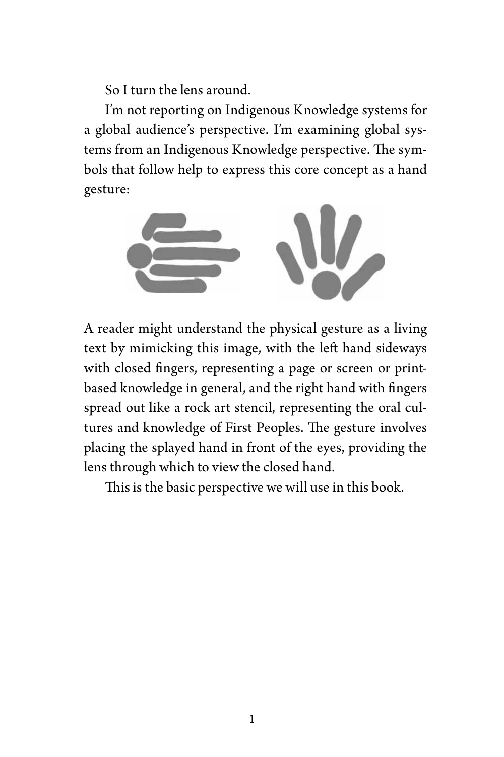So I turn the lens around.

I'm not reporting on Indigenous Knowledge systems for a global audience's perspective. I'm examining global systems from an Indigenous Knowledge perspective. The symbols that follow help to express this core concept as a hand gesture:

A reader might understand the physical gesture as a living text by mimicking this image, with the left hand sideways with closed fingers, representing a page or screen or print-based knowledge in general, and the right hand with fingers spread out like a rock art stencil, representing the oral cultures and knowledge of First Peoples. The gesture involves placing the splayed hand in front of the eyes, providing the lens through which to view the closed hand.

This is the basic perspective we will use in this book.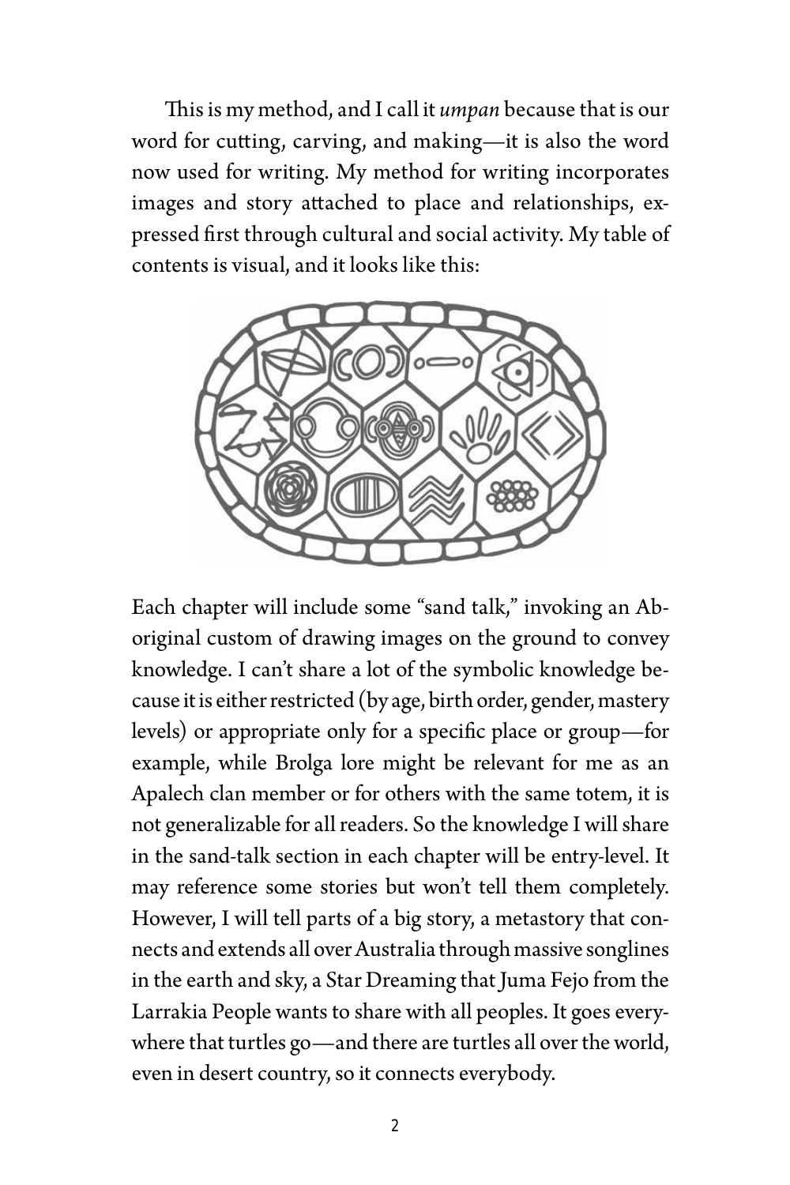This is my method, and I call it *umpan* because that is our word for cutting, carving, and making—it is also the word now used for writing. My method for writing incorporates images and story attached to place and relationships, expressed first through cultural and social activity. My table of contents is visual, and it looks like this:

Each chapter will include some "sand talk," invoking an Aboriginal custom of drawing images on the ground to convey knowledge. I can't share a lot of the symbolic knowledge because it is either restricted (by age, birth order, gender, mastery levels) or appropriate only for a specific place or group—for example, while Brolga lore might be relevant for me as an Apalech clan member or for others with the same totem, it is not generalizable for all readers. So the knowledge I will share in the sand-talk section in each chapter will be entry-level. It may reference some stories but won't tell them completely. However, I will tell parts of a big story, a metastory that connects and extends all over Australia through massive songlines in the earth and sky, a Star Dreaming that Juma Fejo from the Larrakia People wants to share with all peoples. It goes everywhere that turtles go—and there are turtles all over the world, even in desert country, so it connects everybody.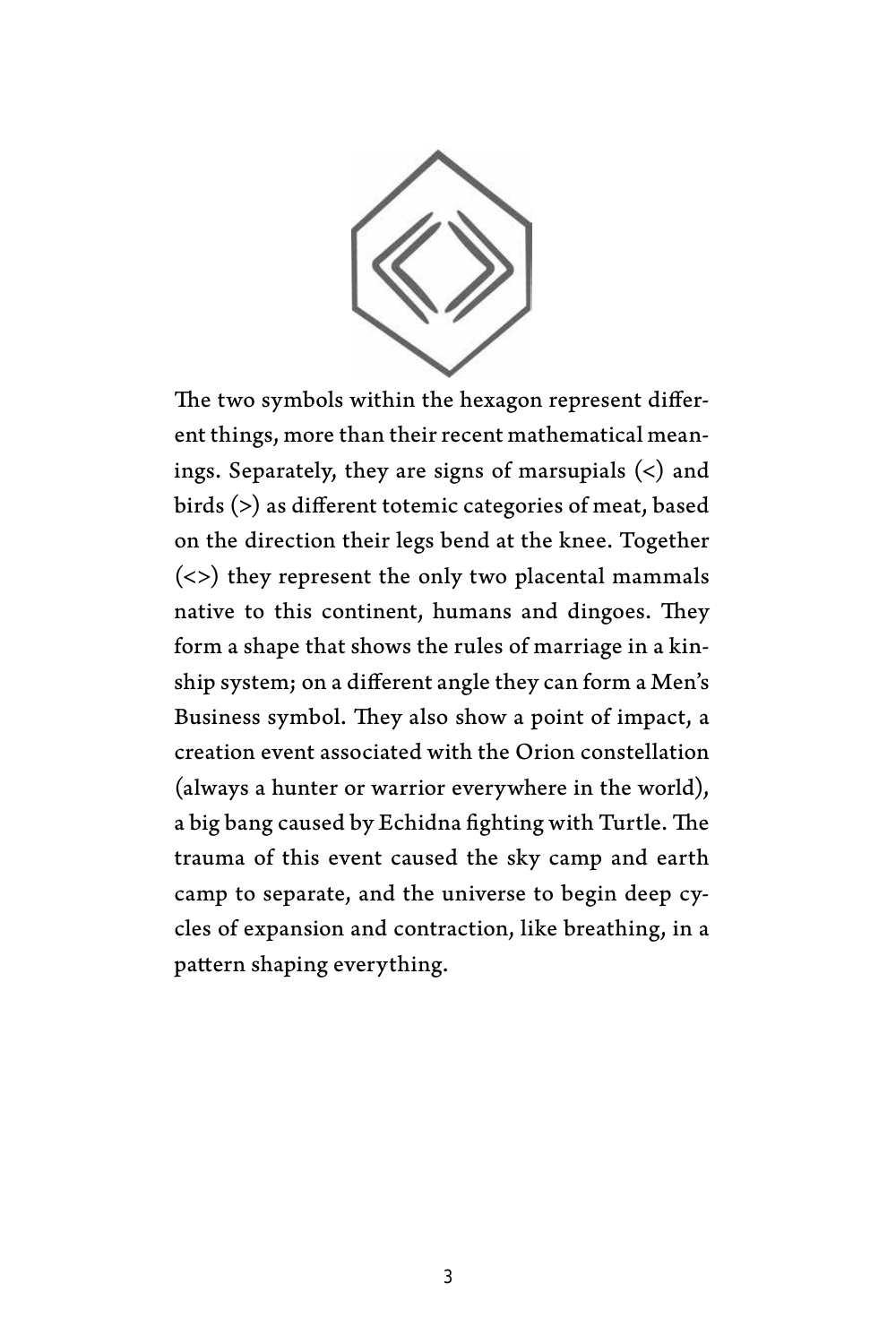The two symbols within the hexagon represent different things, more than their recent mathematical meanings. Separately, they are signs of marsupials (<) and birds (>) as different totemic categories of meat, based on the direction their legs bend at the knee. Together (<>) they represent the only two placental mammals native to this continent, humans and dingoes. They form a shape that shows the rules of marriage in a kinship system; on a different angle they can form a Men's Business symbol. They also show a point of impact, a creation event associated with the Orion constellation (always a hunter or warrior everywhere in the world), a big bang caused by Echidna fighting with Turtle. The trauma of this event caused the sky camp and earth camp to separate, and the universe to begin deep cycles of expansion and contraction, like breathing, in a pattern shaping everything.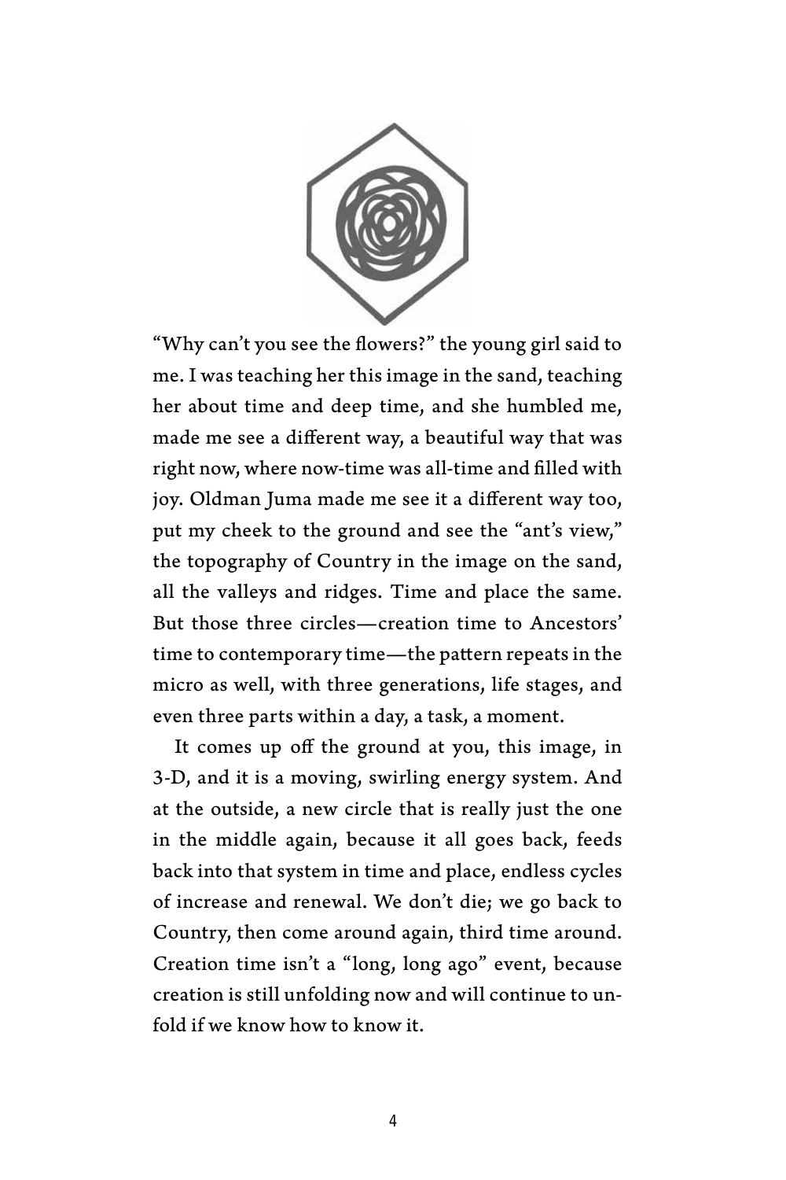"Why can't you see the flowers?" the young girl said to me. I was teaching her this image in the sand, teaching her about time and deep time, and she humbled me, made me see a different way, a beautiful way that was right now, where now-time was all-time and filled with joy. Oldman Juma made me see it a different way too, put my cheek to the ground and see the "ant's view," the topography of Country in the image on the sand, all the valleys and ridges. Time and place the same. But those three circles—creation time to Ancestors' time to contemporary time—the pattern repeats in the micro as well, with three generations, life stages, and even three parts within a day, a task, a moment.

It comes up off the ground at you, this image, in 3-D, and it is a moving, swirling energy system. And at the outside, a new circle that is really just the one in the middle again, because it all goes back, feeds back into that system in time and place, endless cycles of increase and renewal. We don't die; we go back to Country, then come around again, third time around. Creation time isn't a "long, long ago" event, because creation is still unfolding now and will continue to unfold if we know how to know it.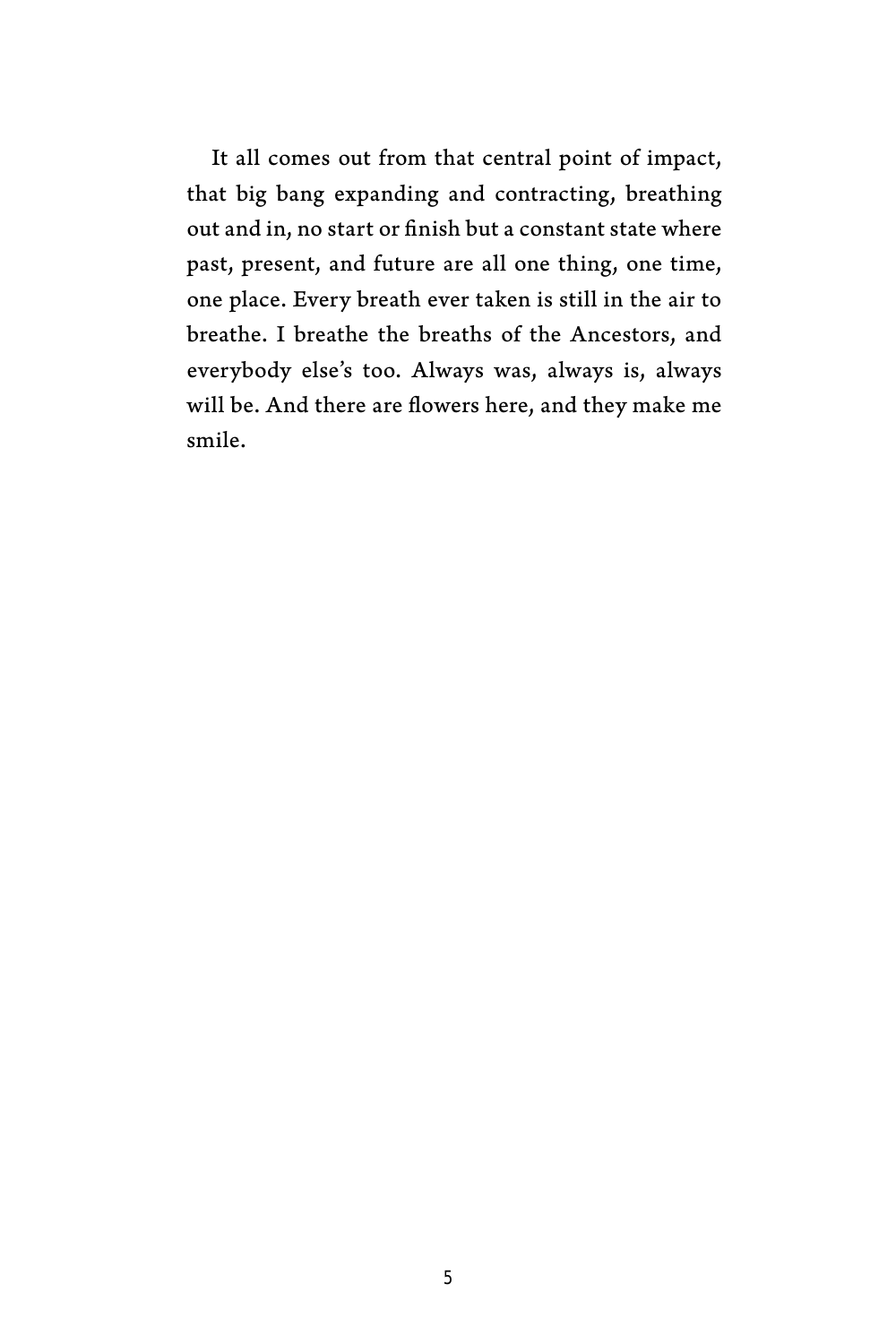It all comes out from that central point of impact, that big bang expanding and contracting, breathing out and in, no start or finish but a constant state where past, present, and future are all one thing, one time, one place. Every breath ever taken is still in the air to breathe. I breathe the breaths of the Ancestors, and everybody else's too. Always was, always is, always will be. And there are flowers here, and they make me smile.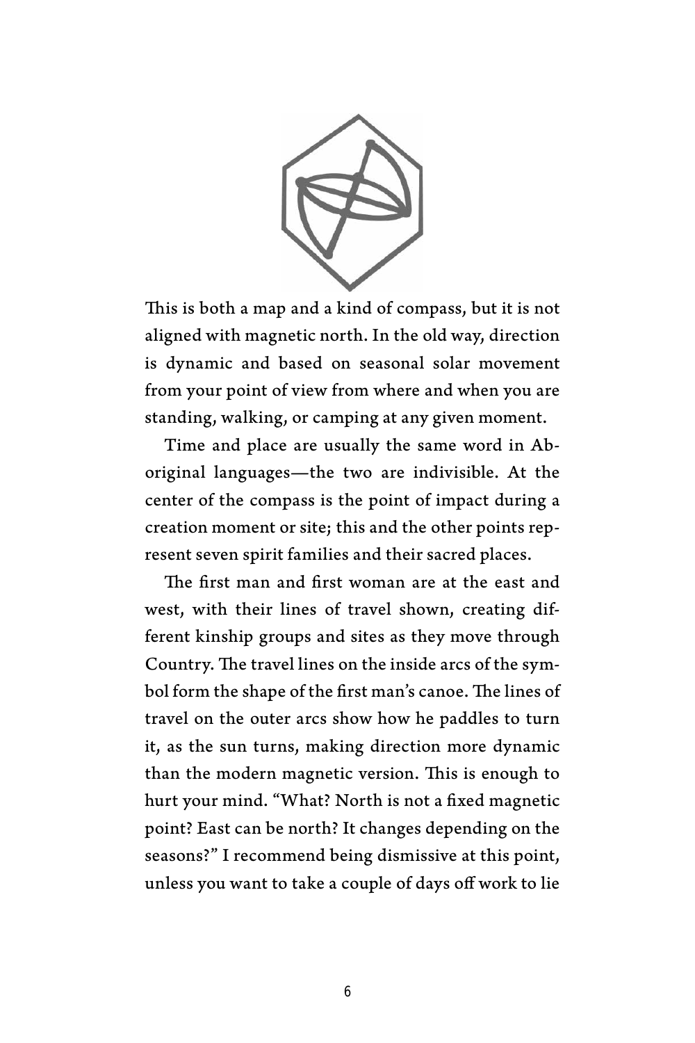This is both a map and a kind of compass, but it is not aligned with magnetic north. In the old way, direction is dynamic and based on seasonal solar movement from your point of view from where and when you are standing, walking, or camping at any given moment.

Time and place are usually the same word in Aboriginal languages—the two are indivisible. At the center of the compass is the point of impact during a creation moment or site; this and the other points represent seven spirit families and their sacred places.

The first man and first woman are at the east and west, with their lines of travel shown, creating different kinship groups and sites as they move through Country. The travel lines on the inside arcs of the symbol form the shape of the first man's canoe. The lines of travel on the outer arcs show how he paddles to turn it, as the sun turns, making direction more dynamic than the modern magnetic version. This is enough to hurt your mind. "What? North is not a fixed magnetic point? East can be north? It changes depending on the seasons?" I recommend being dismissive at this point, unless you want to take a couple of days off work to lie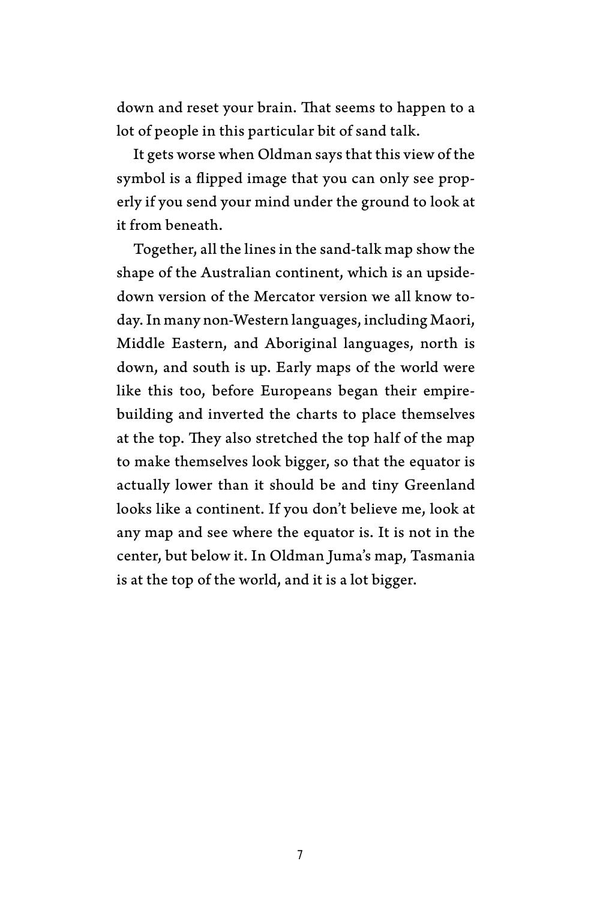down and reset your brain. That seems to happen to a lot of people in this particular bit of sand talk.

It gets worse when Oldman says that this view of the symbol is a flipped image that you can only see properly if you send your mind under the ground to look at it from beneath.

Together, all the lines in the sand-talk map show the shape of the Australian continent, which is an upside-down version of the Mercator version we all know today. In many non-Western languages, including Maori, Middle Eastern, and Aboriginal languages, north is down, and south is up. Early maps of the world were like this too, before Europeans began their empire-building and inverted the charts to place themselves at the top. They also stretched the top half of the map to make themselves look bigger, so that the equator is actually lower than it should be and tiny Greenland looks like a continent. If you don't believe me, look at any map and see where the equator is. It is not in the center, but below it. In Oldman Juma's map, Tasmania is at the top of the world, and it is a lot bigger.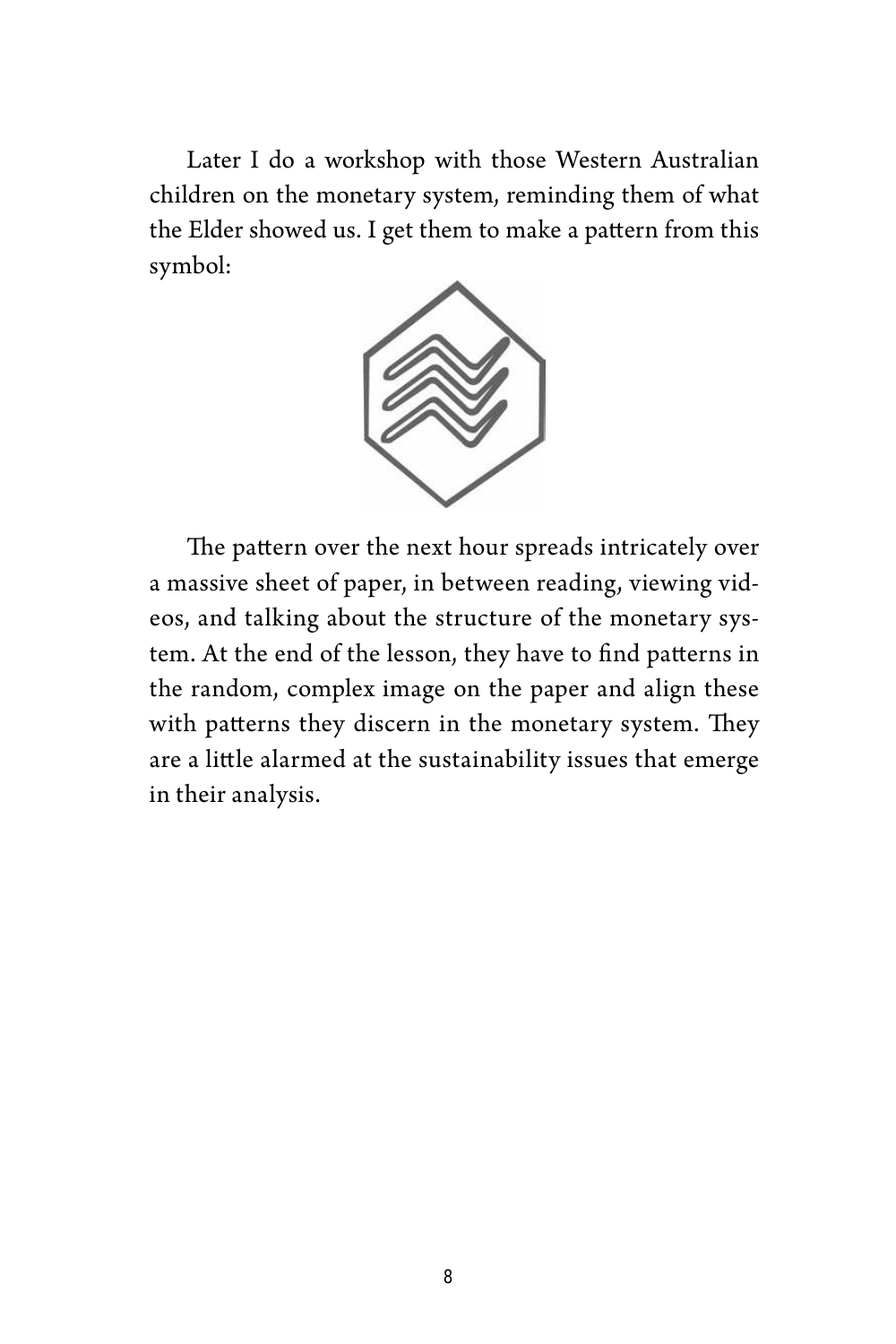Later I do a workshop with those Western Australian children on the monetary system, reminding them of what the Elder showed us. I get them to make a pattern from this symbol:

The pattern over the next hour spreads intricately over a massive sheet of paper, in between reading, viewing videos, and talking about the structure of the monetary system. At the end of the lesson, they have to find patterns in the random, complex image on the paper and align these with patterns they discern in the monetary system. They are a little alarmed at the sustainability issues that emerge in their analysis.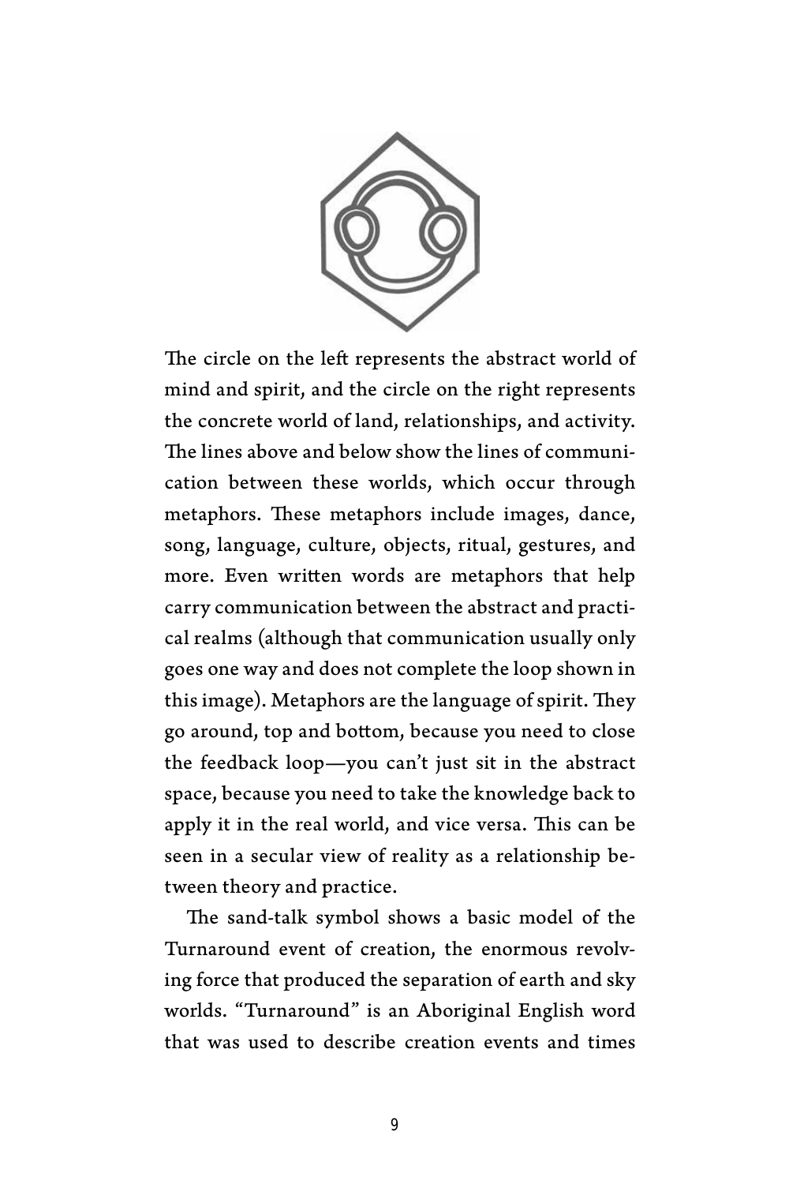The circle on the left represents the abstract world of mind and spirit, and the circle on the right represents the concrete world of land, relationships, and activity. The lines above and below show the lines of communication between these worlds, which occur through metaphors. These metaphors include images, dance, song, language, culture, objects, ritual, gestures, and more. Even written words are metaphors that help carry communication between the abstract and practical realms (although that communication usually only goes one way and does not complete the loop shown in this image). Metaphors are the language of spirit. They go around, top and bottom, because you need to close the feedback loop—you can't just sit in the abstract space, because you need to take the knowledge back to apply it in the real world, and vice versa. This can be seen in a secular view of reality as a relationship between theory and practice.

The sand-talk symbol shows a basic model of the Turnaround event of creation, the enormous revolving force that produced the separation of earth and sky worlds. "Turnaround" is an Aboriginal English word that was used to describe creation events and times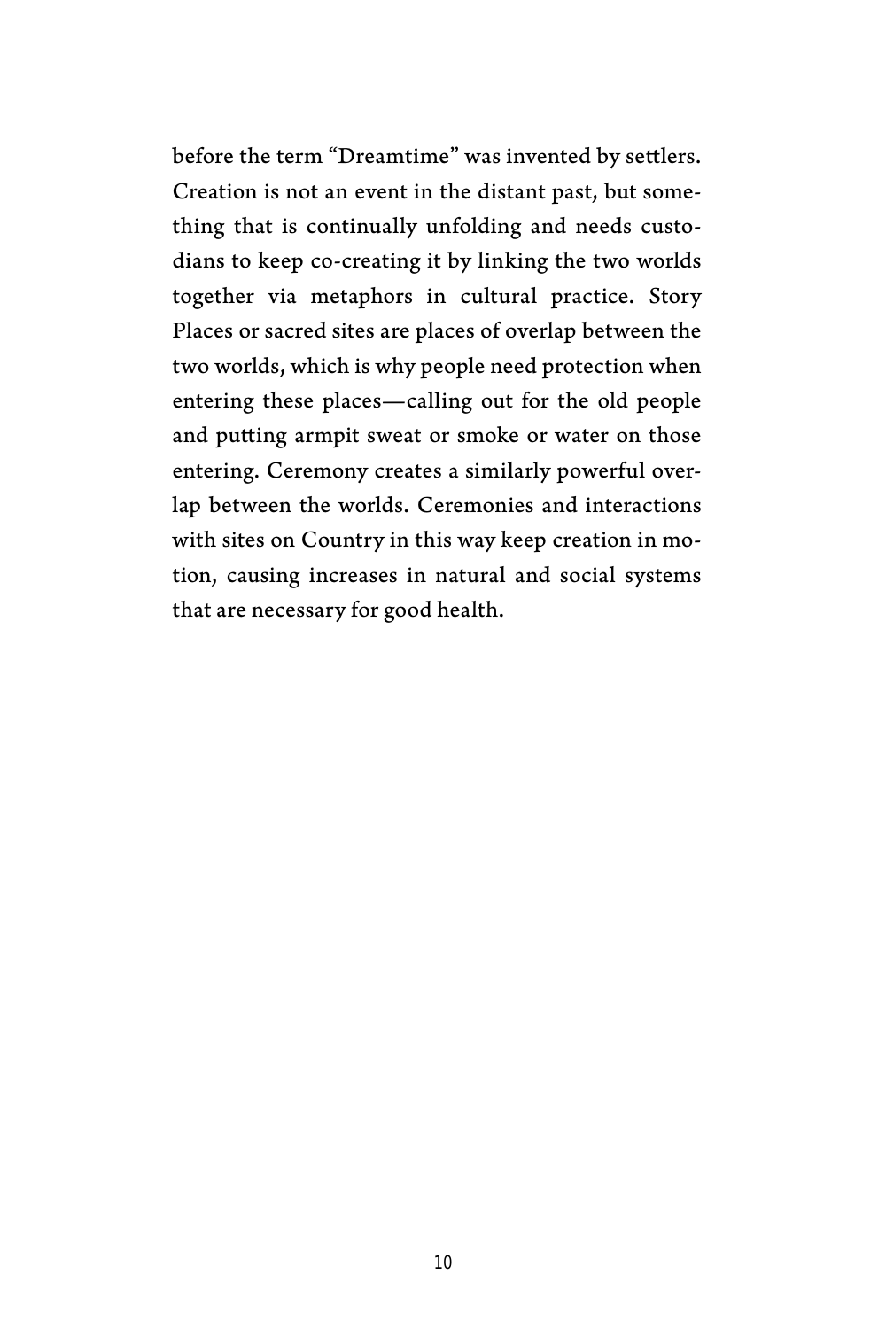before the term "Dreamtime" was invented by settlers. Creation is not an event in the distant past, but something that is continually unfolding and needs custodians to keep co-creating it by linking the two worlds together via metaphors in cultural practice. Story Places or sacred sites are places of overlap between the two worlds, which is why people need protection when entering these places—calling out for the old people and putting armpit sweat or smoke or water on those entering. Ceremony creates a similarly powerful overlap between the worlds. Ceremonies and interactions with sites on Country in this way keep creation in motion, causing increases in natural and social systems that are necessary for good health.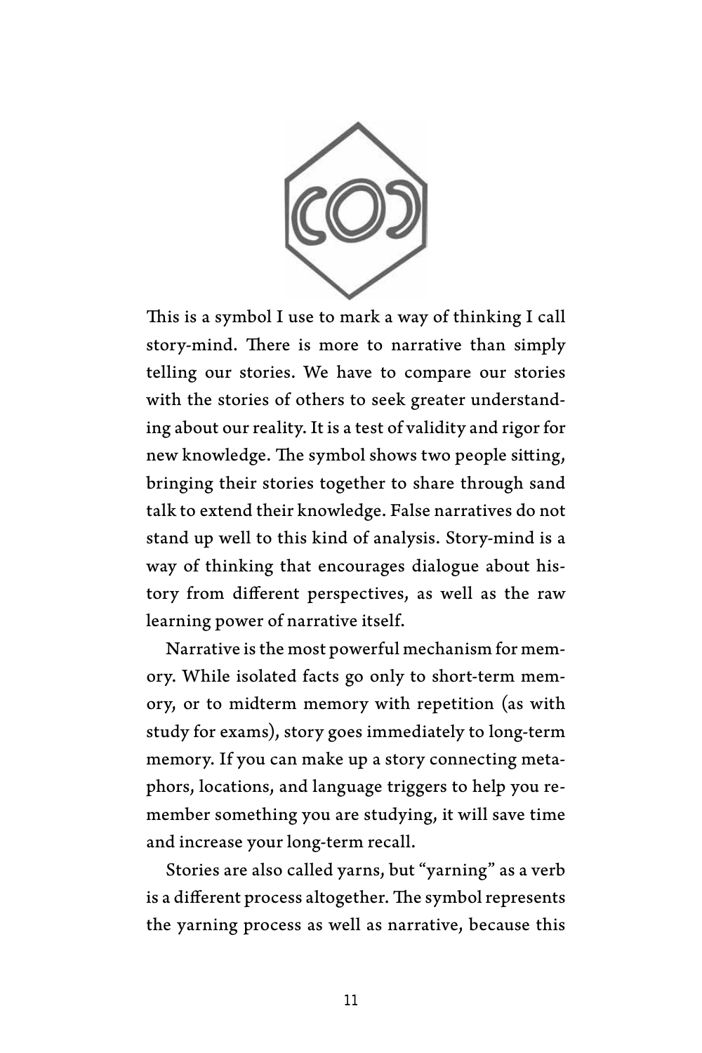This is a symbol I use to mark a way of thinking I call story-mind. There is more to narrative than simply telling our stories. We have to compare our stories with the stories of others to seek greater understanding about our reality. It is a test of validity and rigor for new knowledge. The symbol shows two people sitting, bringing their stories together to share through sand talk to extend their knowledge. False narratives do not stand up well to this kind of analysis. Story-mind is a way of thinking that encourages dialogue about history from different perspectives, as well as the raw learning power of narrative itself.

Narrative is the most powerful mechanism for memory. While isolated facts go only to short-term memory, or to midterm memory with repetition (as with study for exams), story goes immediately to long-term memory. If you can make up a story connecting metaphors, locations, and language triggers to help you remember something you are studying, it will save time and increase your long-term recall.

Stories are also called yarns, but "yarning" as a verb is a different process altogether. The symbol represents the yarning process as well as narrative, because this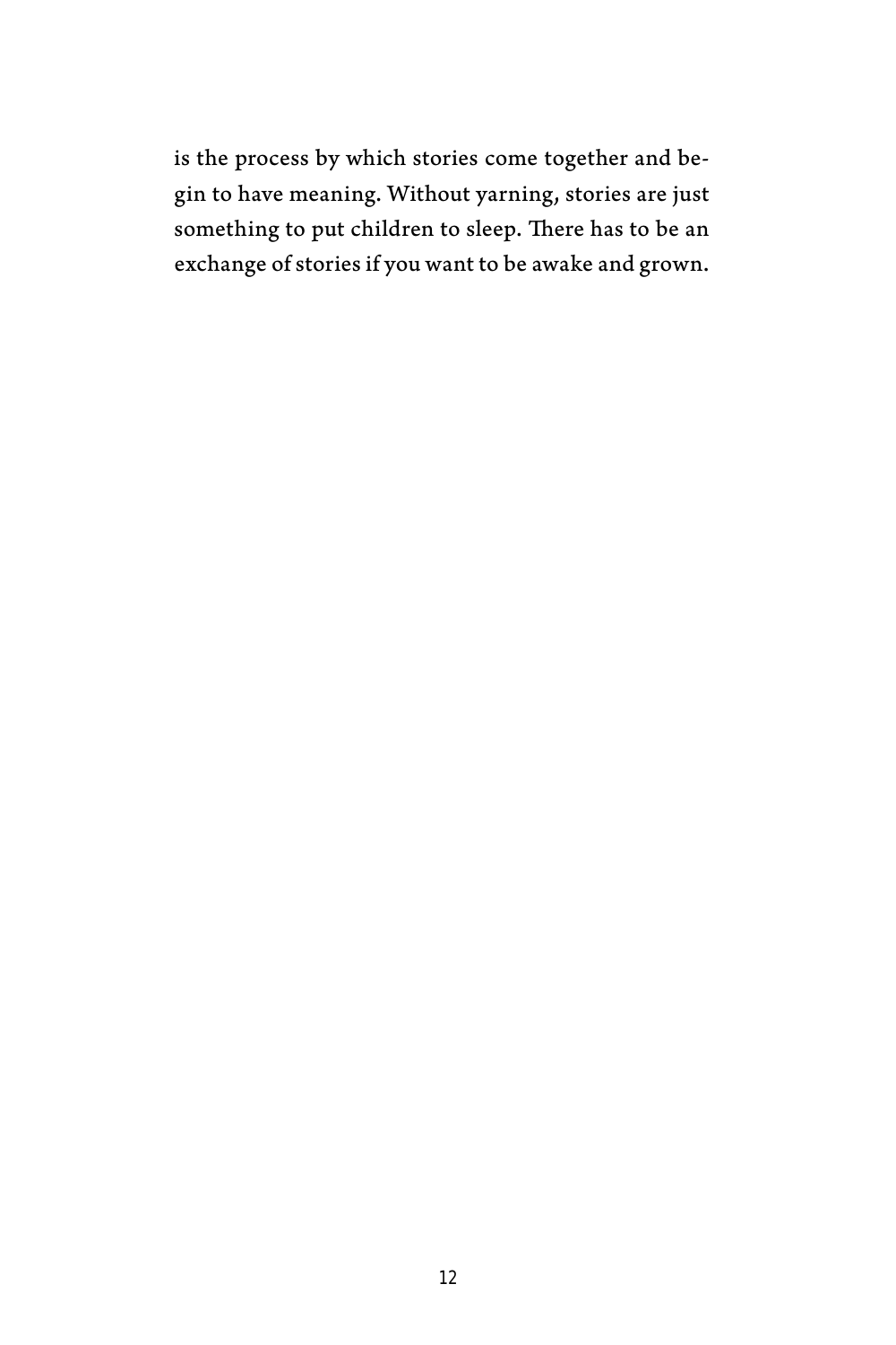is the process by which stories come together and begin to have meaning. Without yarning, stories are just something to put children to sleep. There has to be an exchange of stories if you want to be awake and grown.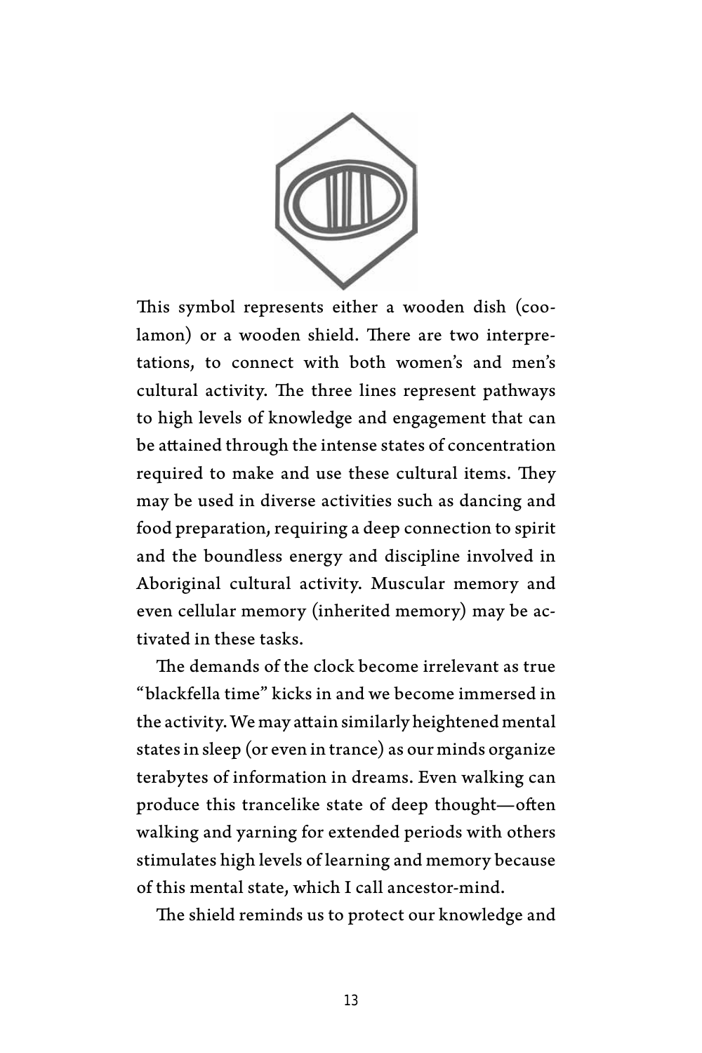This symbol represents either a wooden dish (coolamon) or a wooden shield. There are two interpretations, to connect with both women's and men's cultural activity. The three lines represent pathways to high levels of knowledge and engagement that can be attained through the intense states of concentration required to make and use these cultural items. They may be used in diverse activities such as dancing and food preparation, requiring a deep connection to spirit and the boundless energy and discipline involved in Aboriginal cultural activity. Muscular memory and even cellular memory (inherited memory) may be activated in these tasks.

The demands of the clock become irrelevant as true "blackfella time" kicks in and we become immersed in the activity. We may attain similarly heightened mental states in sleep (or even in trance) as our minds organize terabytes of information in dreams. Even walking can produce this trancelike state of deep thought—often walking and yarning for extended periods with others stimulates high levels of learning and memory because of this mental state, which I call ancestor-mind.

The shield reminds us to protect our knowledge and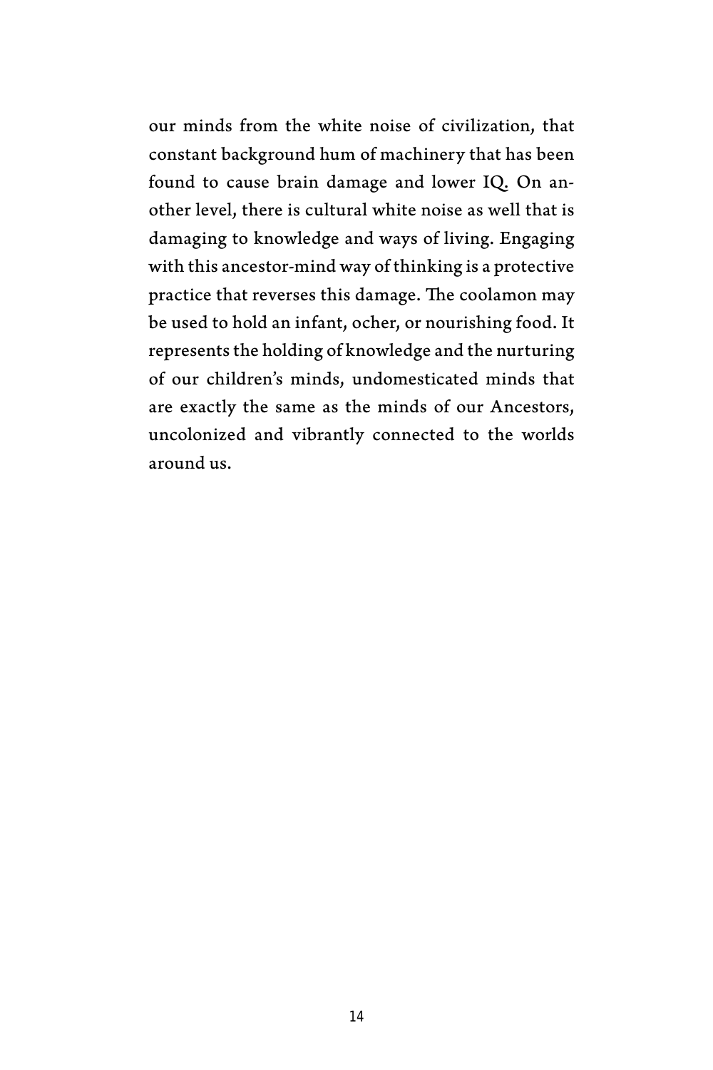our minds from the white noise of civilization, that constant background hum of machinery that has been found to cause brain damage and lower IQ. On another level, there is cultural white noise as well that is damaging to knowledge and ways of living. Engaging with this ancestor-mind way of thinking is a protective practice that reverses this damage. The coolamon may be used to hold an infant, ocher, or nourishing food. It represents the holding of knowledge and the nurturing of our children's minds, undomesticated minds that are exactly the same as the minds of our Ancestors, uncolonized and vibrantly connected to the worlds around us.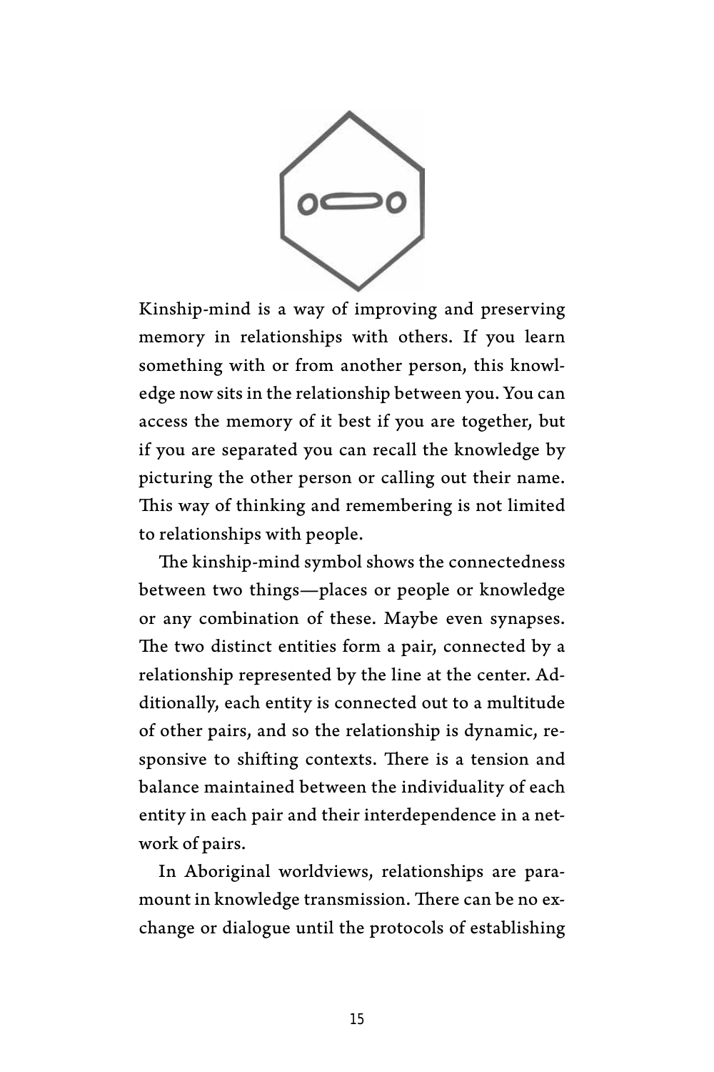Kinship-mind is a way of improving and preserving memory in relationships with others. If you learn something with or from another person, this knowledge now sits in the relationship between you. You can access the memory of it best if you are together, but if you are separated you can recall the knowledge by picturing the other person or calling out their name. This way of thinking and remembering is not limited to relationships with people.

The kinship-mind symbol shows the connectedness between two things—places or people or knowledge or any combination of these. Maybe even synapses. The two distinct entities form a pair, connected by a relationship represented by the line at the center. Additionally, each entity is connected out to a multitude of other pairs, and so the relationship is dynamic, responsive to shifting contexts. There is a tension and balance maintained between the individuality of each entity in each pair and their interdependence in a network of pairs.

In Aboriginal worldviews, relationships are paramount in knowledge transmission. There can be no exchange or dialogue until the protocols of establishing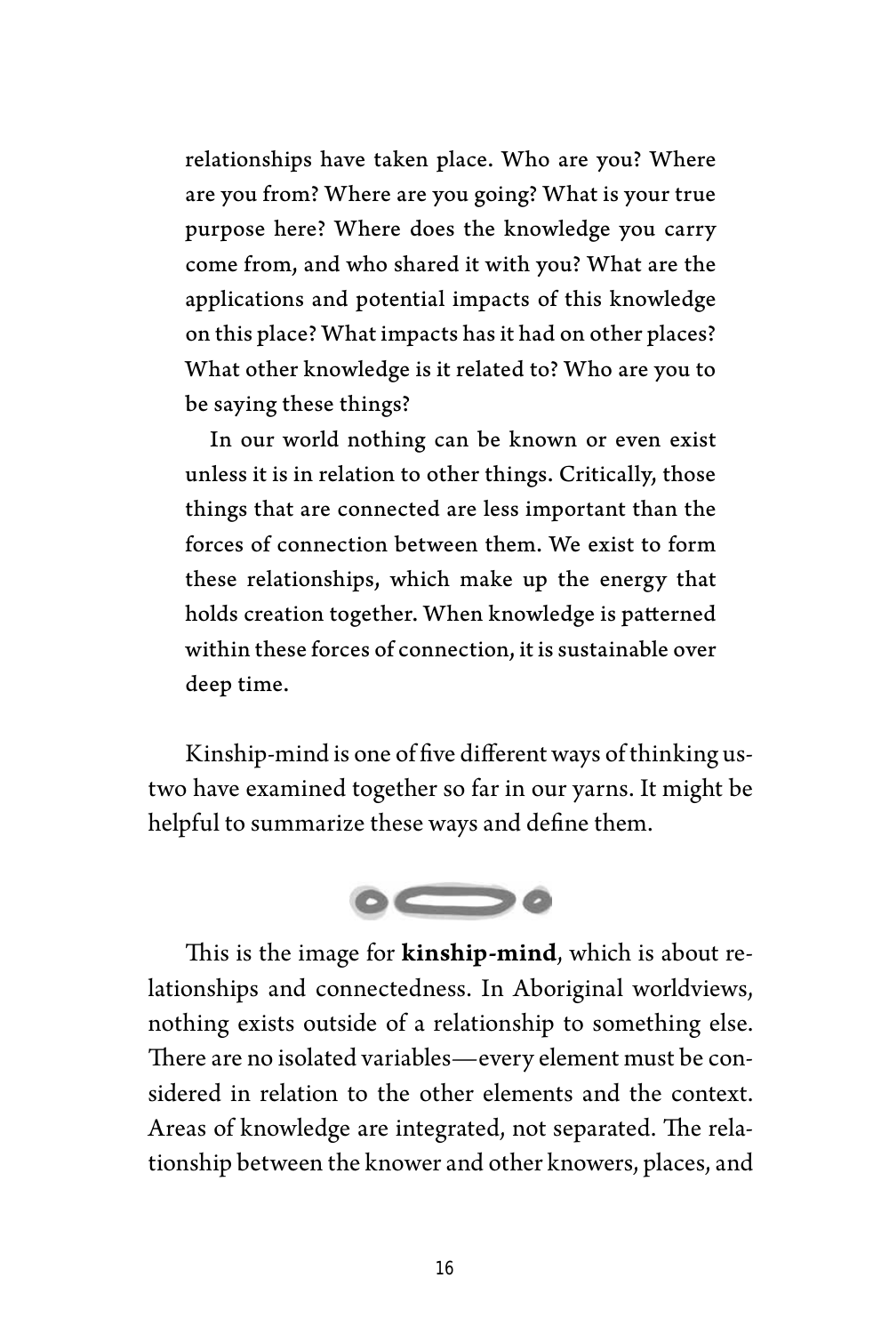relationships have taken place. Who are you? Where are you from? Where are you going? What is your true purpose here? Where does the knowledge you carry come from, and who shared it with you? What are the applications and potential impacts of this knowledge on this place? What impacts has it had on other places? What other knowledge is it related to? Who are you to be saying these things?

In our world nothing can be known or even exist unless it is in relation to other things. Critically, those things that are connected are less important than the forces of connection between them. We exist to form these relationships, which make up the energy that holds creation together. When knowledge is patterned within these forces of connection, it is sustainable over deep time.

Kinship-mind is one of five different ways of thinking us-two have examined together so far in our yarns. It might be helpful to summarize these ways and define them.

This is the image for **kinship-mind**, which is about relationships and connectedness. In Aboriginal worldviews, nothing exists outside of a relationship to something else. There are no isolated variables—every element must be considered in relation to the other elements and the context. Areas of knowledge are integrated, not separated. The relationship between the knower and other knowers, places, and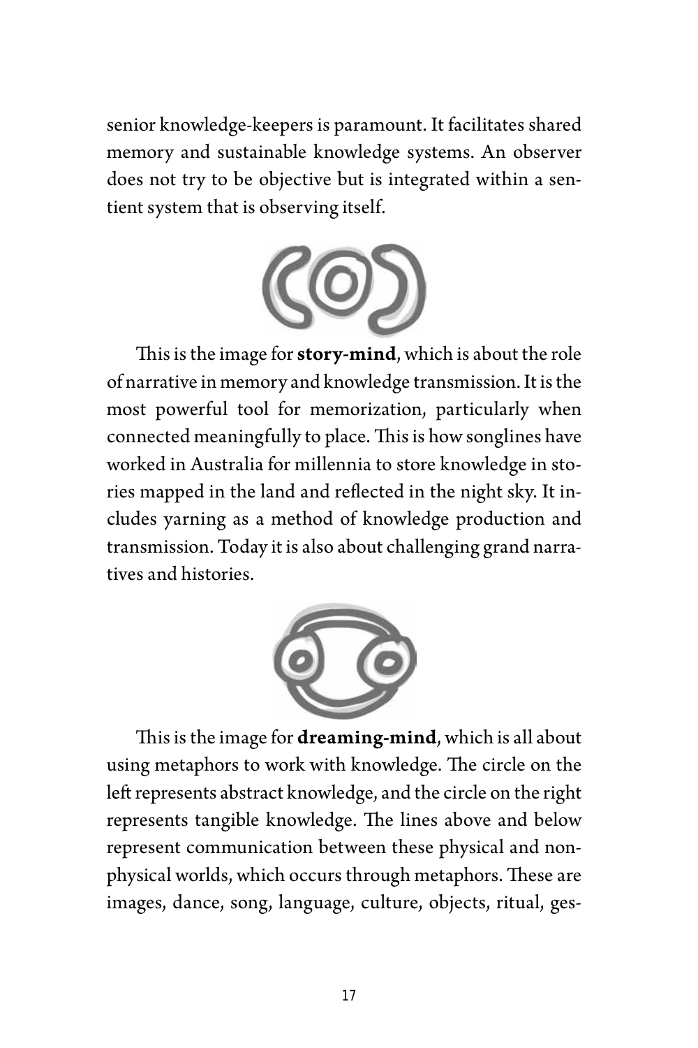senior knowledge-keepers is paramount. It facilitates shared memory and sustainable knowledge systems. An observer does not try to be objective but is integrated within a sentient system that is observing itself.

This is the image for **story-mind**, which is about the role of narrative in memory and knowledge transmission. It is the most powerful tool for memorization, particularly when connected meaningfully to place. This is how songlines have worked in Australia for millennia to store knowledge in stories mapped in the land and reflected in the night sky. It includes yarning as a method of knowledge production and transmission. Today it is also about challenging grand narratives and histories.

This is the image for **dreaming-mind**, which is all about using metaphors to work with knowledge. The circle on the left represents abstract knowledge, and the circle on the right represents tangible knowledge. The lines above and below represent communication between these physical and nonphysical worlds, which occurs through metaphors. These are images, dance, song, language, culture, objects, ritual, ges-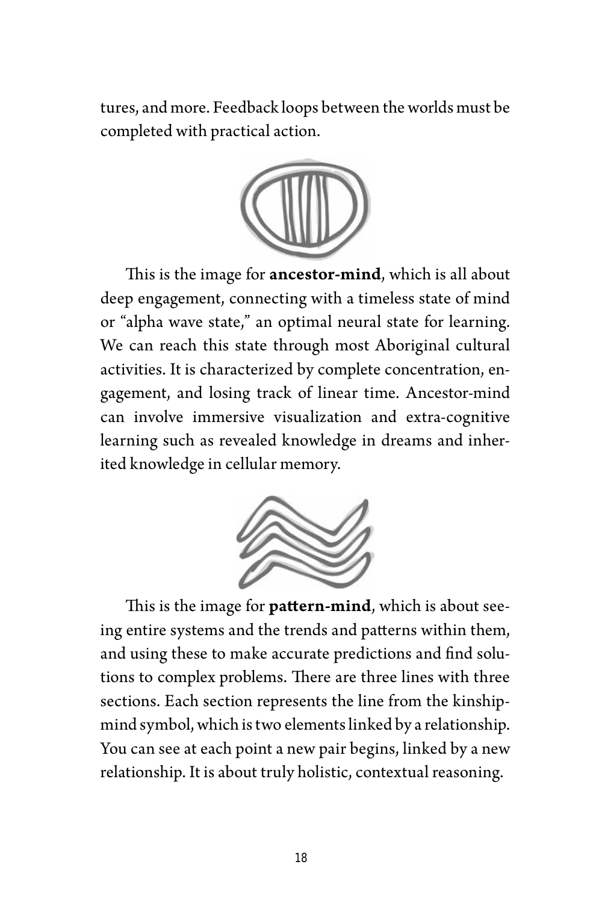tures, and more. Feedback loops between the worlds must be completed with practical action.

This is the image for **ancestor-mind**, which is all about deep engagement, connecting with a timeless state of mind or "alpha wave state," an optimal neural state for learning. We can reach this state through most Aboriginal cultural activities. It is characterized by complete concentration, engagement, and losing track of linear time. Ancestor-mind can involve immersive visualization and extra-cognitive learning such as revealed knowledge in dreams and inherited knowledge in cellular memory.

This is the image for **pattern-mind**, which is about seeing entire systems and the trends and patterns within them, and using these to make accurate predictions and find solutions to complex problems. There are three lines with three sections. Each section represents the line from the kinship-mind symbol, which is two elements linked by a relationship. You can see at each point a new pair begins, linked by a new relationship. It is about truly holistic, contextual reasoning.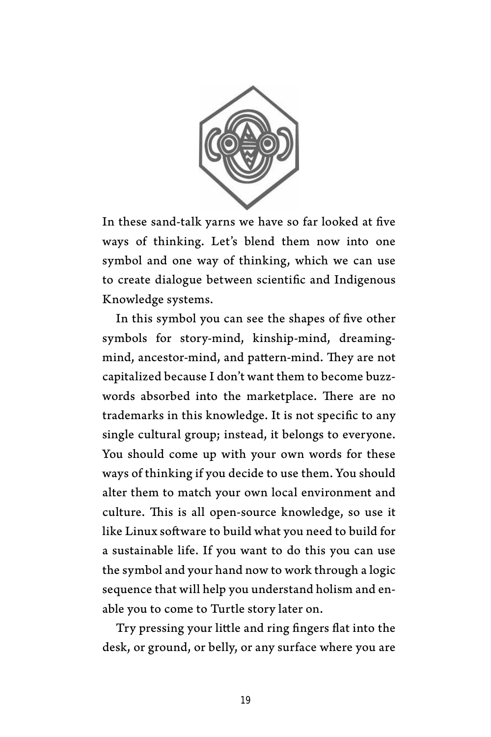In these sand-talk yarns we have so far looked at five ways of thinking. Let's blend them now into one symbol and one way of thinking, which we can use to create dialogue between scientific and Indigenous Knowledge systems.

In this symbol you can see the shapes of five other symbols for story-mind, kinship-mind, dreaming-mind, ancestor-mind, and pattern-mind. They are not capitalized because I don't want them to become buzzwords absorbed into the marketplace. There are no trademarks in this knowledge. It is not specific to any single cultural group; instead, it belongs to everyone. You should come up with your own words for these ways of thinking if you decide to use them. You should alter them to match your own local environment and culture. This is all open-source knowledge, so use it like Linux software to build what you need to build for a sustainable life. If you want to do this you can use the symbol and your hand now to work through a logic sequence that will help you understand holism and enable you to come to Turtle story later on.

Try pressing your little and ring fingers flat into the desk, or ground, or belly, or any surface where you are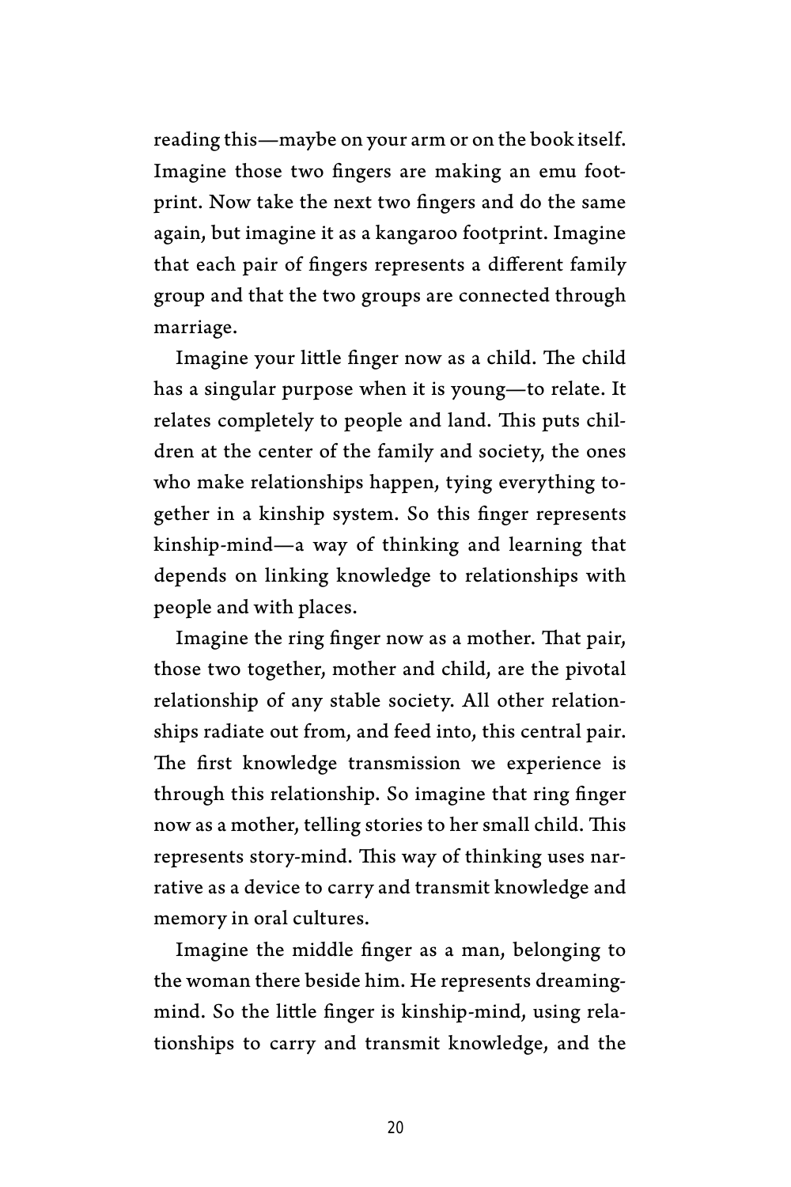reading this—maybe on your arm or on the book itself. Imagine those two fingers are making an emu footprint. Now take the next two fingers and do the same again, but imagine it as a kangaroo footprint. Imagine that each pair of fingers represents a different family group and that the two groups are connected through marriage.

Imagine your little finger now as a child. The child has a singular purpose when it is young—to relate. It relates completely to people and land. This puts children at the center of the family and society, the ones who make relationships happen, tying everything together in a kinship system. So this finger represents kinship-mind—a way of thinking and learning that depends on linking knowledge to relationships with people and with places.

Imagine the ring finger now as a mother. That pair, those two together, mother and child, are the pivotal relationship of any stable society. All other relationships radiate out from, and feed into, this central pair. The first knowledge transmission we experience is through this relationship. So imagine that ring finger now as a mother, telling stories to her small child. This represents story-mind. This way of thinking uses narrative as a device to carry and transmit knowledge and memory in oral cultures.

Imagine the middle finger as a man, belonging to the woman there beside him. He represents dreaming-mind. So the little finger is kinship-mind, using relationships to carry and transmit knowledge, and the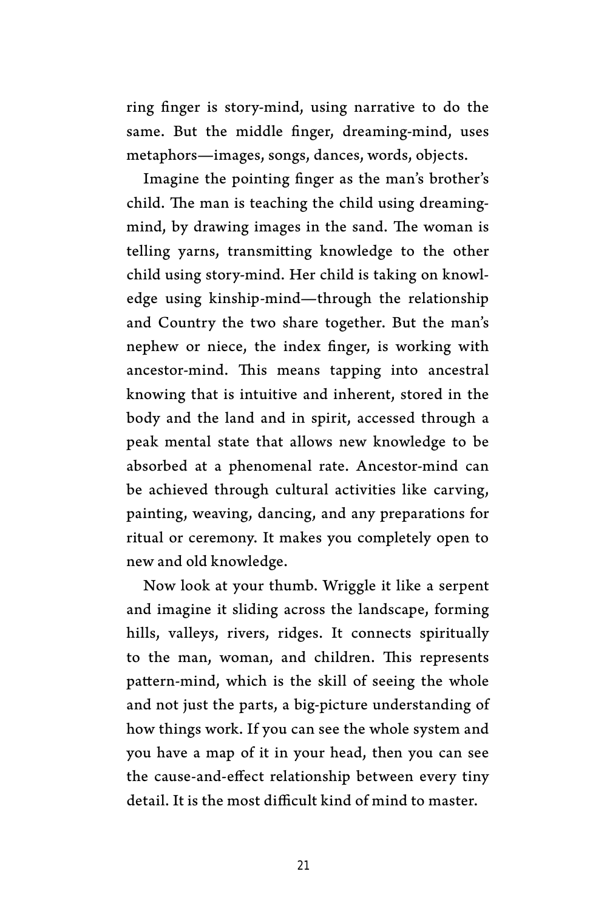ring finger is story-mind, using narrative to do the same. But the middle finger, dreaming-mind, uses metaphors—images, songs, dances, words, objects.

Imagine the pointing finger as the man's brother's child. The man is teaching the child using dreaming-mind, by drawing images in the sand. The woman is telling yarns, transmitting knowledge to the other child using story-mind. Her child is taking on knowledge using kinship-mind—through the relationship and Country the two share together. But the man's nephew or niece, the index finger, is working with ancestor-mind. This means tapping into ancestral knowing that is intuitive and inherent, stored in the body and the land and in spirit, accessed through a peak mental state that allows new knowledge to be absorbed at a phenomenal rate. Ancestor-mind can be achieved through cultural activities like carving, painting, weaving, dancing, and any preparations for ritual or ceremony. It makes you completely open to new and old knowledge.

Now look at your thumb. Wriggle it like a serpent and imagine it sliding across the landscape, forming hills, valleys, rivers, ridges. It connects spiritually to the man, woman, and children. This represents pattern-mind, which is the skill of seeing the whole and not just the parts, a big-picture understanding of how things work. If you can see the whole system and you have a map of it in your head, then you can see the cause-and-effect relationship between every tiny detail. It is the most difficult kind of mind to master.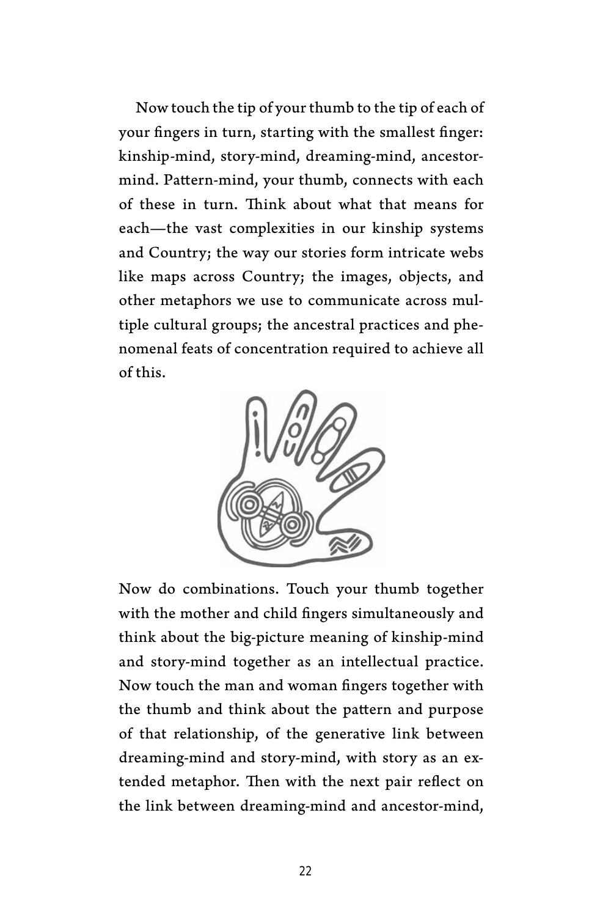Now touch the tip of your thumb to the tip of each of your fingers in turn, starting with the smallest finger: kinship-mind, story-mind, dreaming-mind, ancestor-mind. Pattern-mind, your thumb, connects with each of these in turn. Think about what that means for each—the vast complexities in our kinship systems and Country; the way our stories form intricate webs like maps across Country; the images, objects, and other metaphors we use to communicate across multiple cultural groups; the ancestral practices and phenomenal feats of concentration required to achieve all of this.

Now do combinations. Touch your thumb together with the mother and child fingers simultaneously and think about the big-picture meaning of kinship-mind and story-mind together as an intellectual practice. Now touch the man and woman fingers together with the thumb and think about the pattern and purpose of that relationship, of the generative link between dreaming-mind and story-mind, with story as an extended metaphor. Then with the next pair reflect on the link between dreaming-mind and ancestor-mind,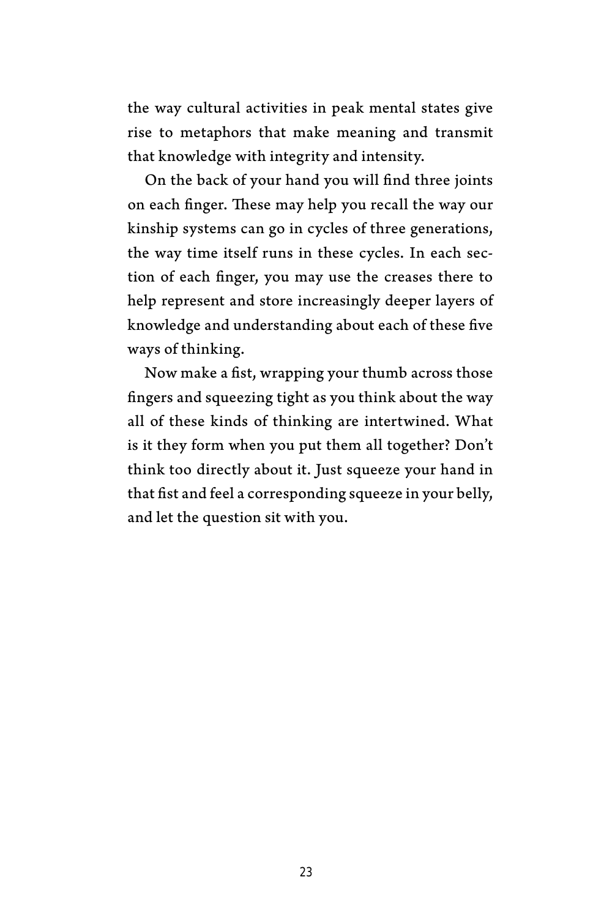the way cultural activities in peak mental states give rise to metaphors that make meaning and transmit that knowledge with integrity and intensity.

On the back of your hand you will find three joints on each finger. These may help you recall the way our kinship systems can go in cycles of three generations, the way time itself runs in these cycles. In each section of each finger, you may use the creases there to help represent and store increasingly deeper layers of knowledge and understanding about each of these five ways of thinking.

Now make a fist, wrapping your thumb across those fingers and squeezing tight as you think about the way all of these kinds of thinking are intertwined. What is it they form when you put them all together? Don't think too directly about it. Just squeeze your hand in that fist and feel a corresponding squeeze in your belly, and let the question sit with you.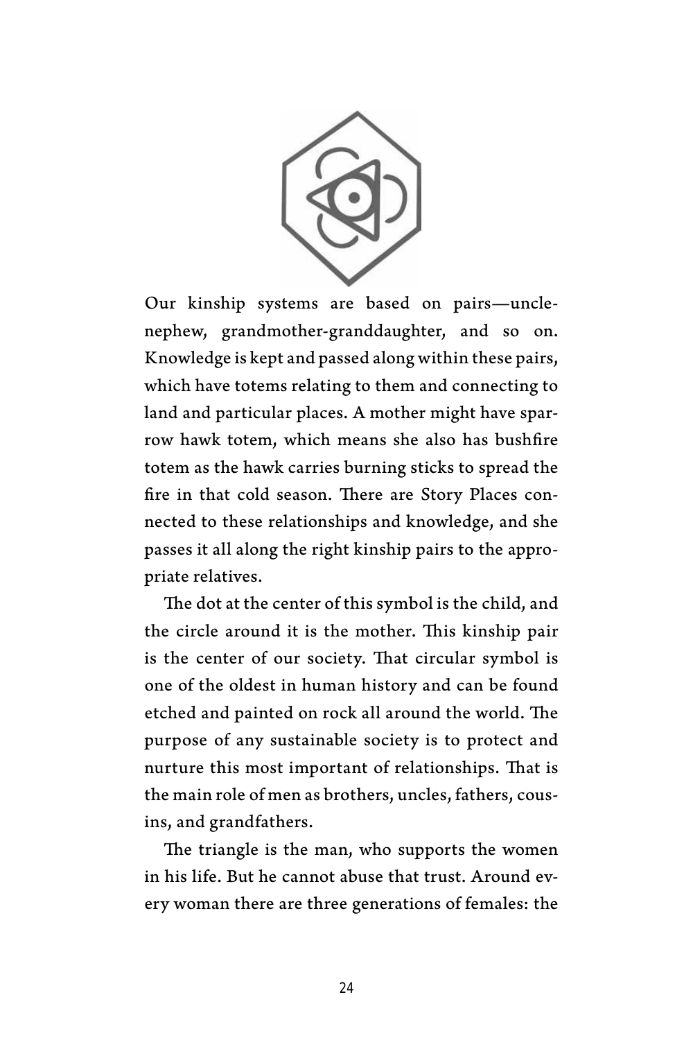Our kinship systems are based on pairs—uncle-nephew, grandmother-granddaughter, and so on. Knowledge is kept and passed along within these pairs, which have totems relating to them and connecting to land and particular places. A mother might have sparrow hawk totem, which means she also has bushfire totem as the hawk carries burning sticks to spread the fire in that cold season. There are Story Places connected to these relationships and knowledge, and she passes it all along the right kinship pairs to the appropriate relatives.

The dot at the center of this symbol is the child, and the circle around it is the mother. This kinship pair is the center of our society. That circular symbol is one of the oldest in human history and can be found etched and painted on rock all around the world. The purpose of any sustainable society is to protect and nurture this most important of relationships. That is the main role of men as brothers, uncles, fathers, cousins, and grandfathers.

The triangle is the man, who supports the women in his life. But he cannot abuse that trust. Around every woman there are three generations of females: the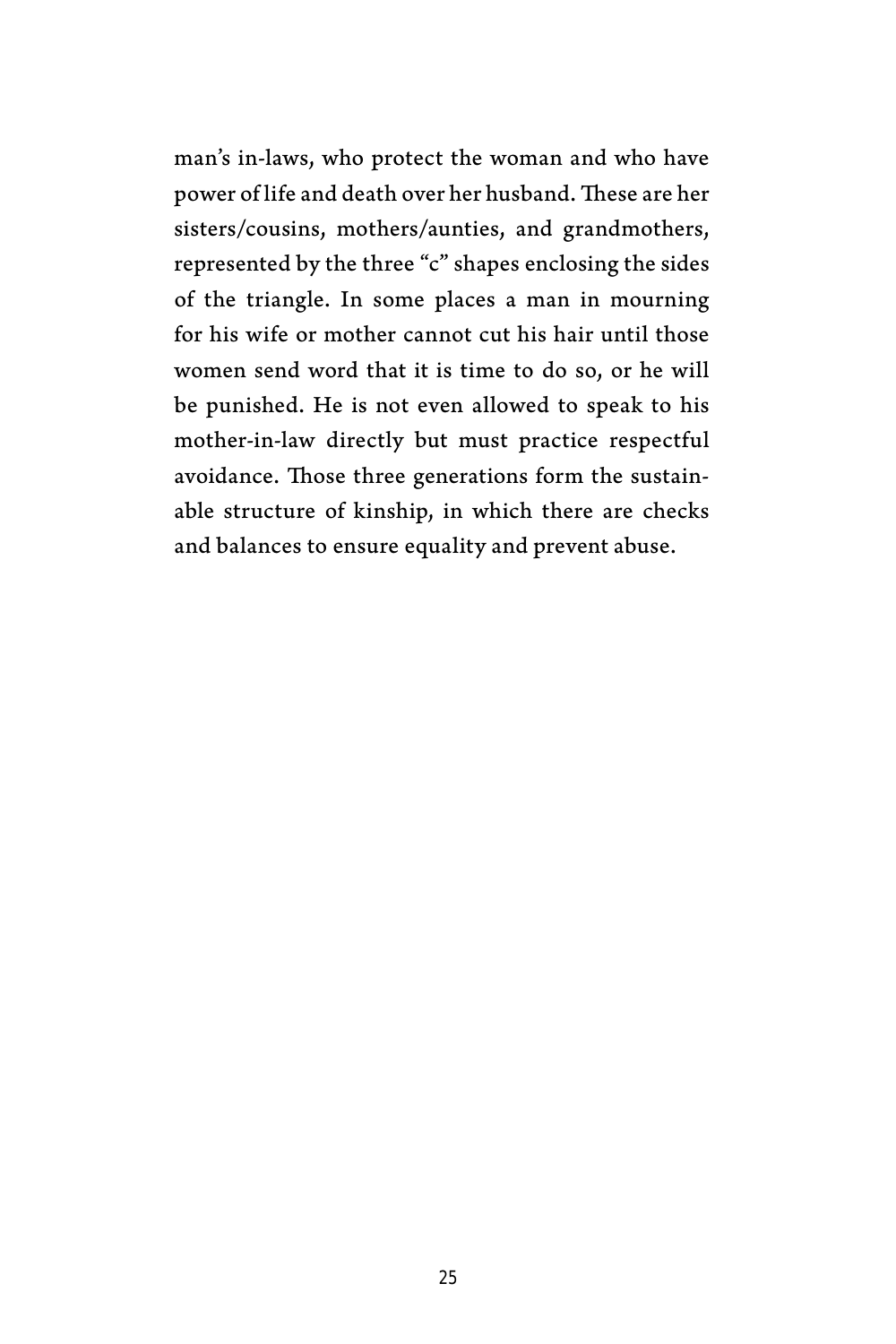man's in-laws, who protect the woman and who have power of life and death over her husband. These are her sisters/cousins, mothers/aunties, and grandmothers, represented by the three "c" shapes enclosing the sides of the triangle. In some places a man in mourning for his wife or mother cannot cut his hair until those women send word that it is time to do so, or he will be punished. He is not even allowed to speak to his mother-in-law directly but must practice respectful avoidance. Those three generations form the sustainable structure of kinship, in which there are checks and balances to ensure equality and prevent abuse.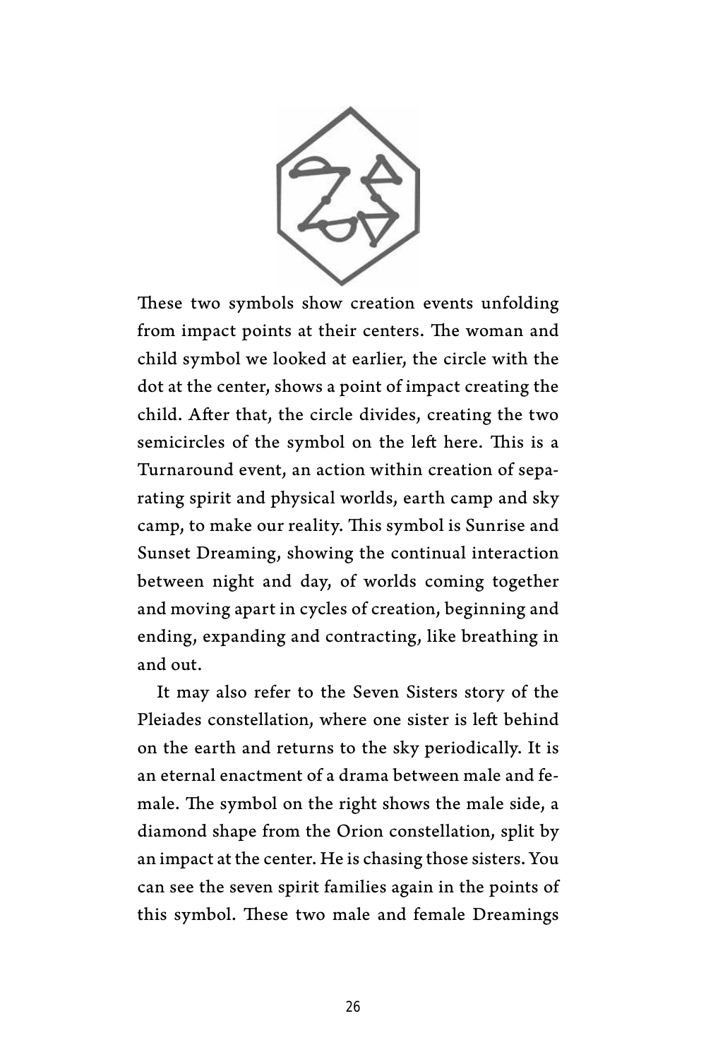These two symbols show creation events unfolding from impact points at their centers. The woman and child symbol we looked at earlier, the circle with the dot at the center, shows a point of impact creating the child. After that, the circle divides, creating the two semicircles of the symbol on the left here. This is a Turnaround event, an action within creation of separating spirit and physical worlds, earth camp and sky camp, to make our reality. This symbol is Sunrise and Sunset Dreaming, showing the continual interaction between night and day, of worlds coming together and moving apart in cycles of creation, beginning and ending, expanding and contracting, like breathing in and out.

It may also refer to the Seven Sisters story of the Pleiades constellation, where one sister is left behind on the earth and returns to the sky periodically. It is an eternal enactment of a drama between male and female. The symbol on the right shows the male side, a diamond shape from the Orion constellation, split by an impact at the center. He is chasing those sisters. You can see the seven spirit families again in the points of this symbol. These two male and female Dreamings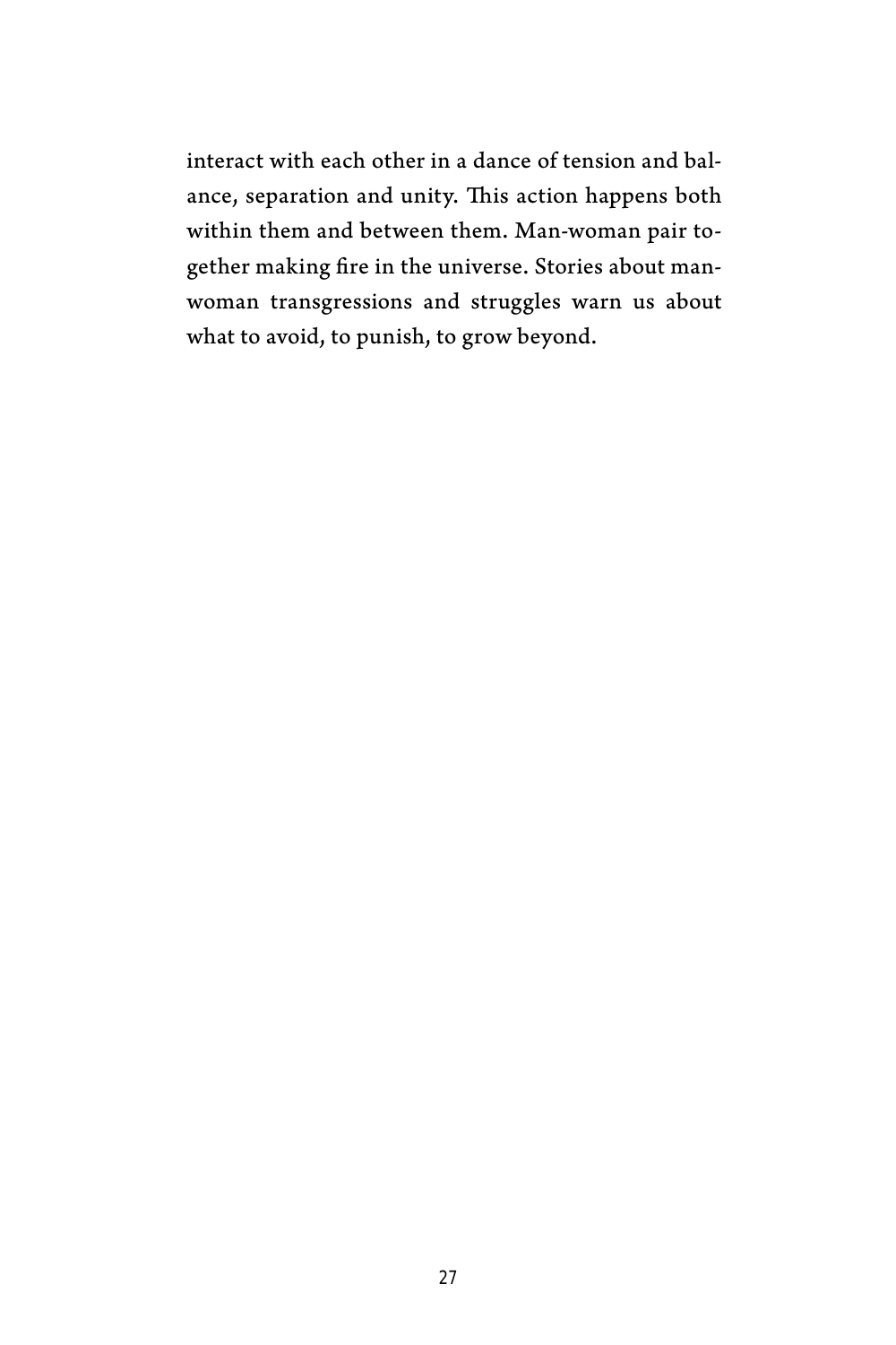interact with each other in a dance of tension and balance, separation and unity. This action happens both within them and between them. Man-woman pair together making fire in the universe. Stories about man-woman transgressions and struggles warn us about what to avoid, to punish, to grow beyond.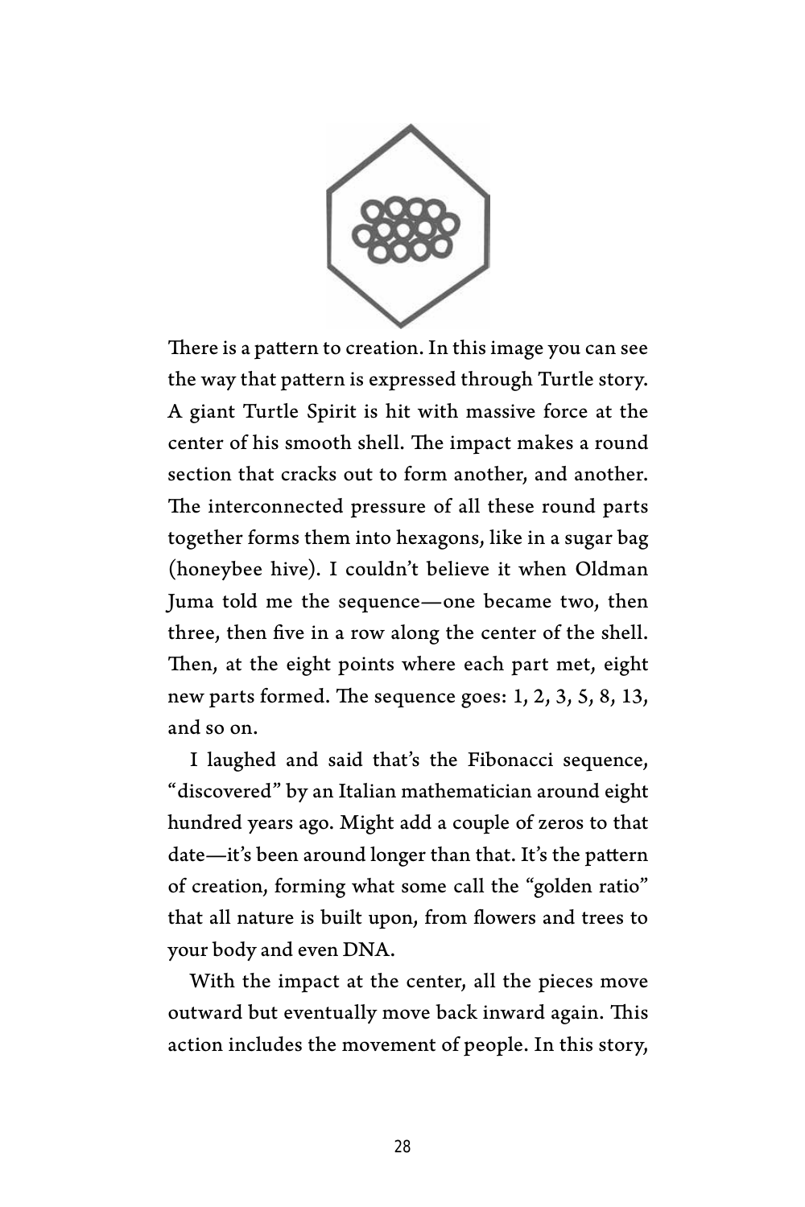There is a pattern to creation. In this image you can see the way that pattern is expressed through Turtle story. A giant Turtle Spirit is hit with massive force at the center of his smooth shell. The impact makes a round section that cracks out to form another, and another. The interconnected pressure of all these round parts together forms them into hexagons, like in a sugar bag (honeybee hive). I couldn't believe it when Oldman Juma told me the sequence—one became two, then three, then five in a row along the center of the shell. Then, at the eight points where each part met, eight new parts formed. The sequence goes: 1, 2, 3, 5, 8, 13, and so on.

I laughed and said that's the Fibonacci sequence, "discovered" by an Italian mathematician around eight hundred years ago. Might add a couple of zeros to that date—it's been around longer than that. It's the pattern of creation, forming what some call the "golden ratio" that all nature is built upon, from flowers and trees to your body and even DNA.

With the impact at the center, all the pieces move outward but eventually move back inward again. This action includes the movement of people. In this story,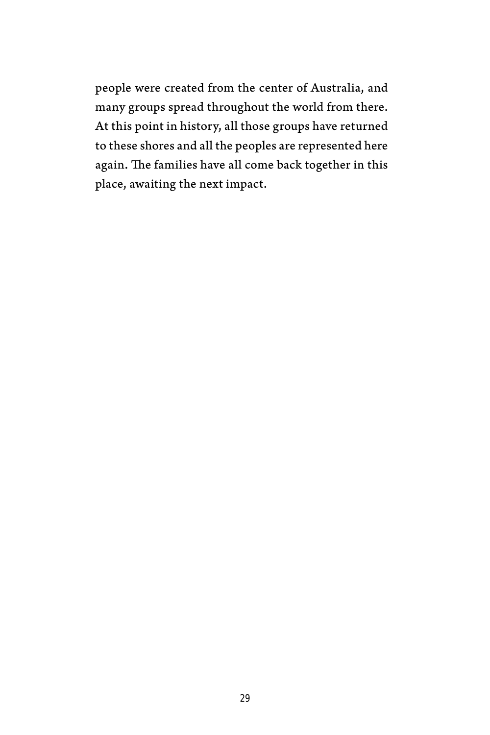people were created from the center of Australia, and many groups spread throughout the world from there. At this point in history, all those groups have returned to these shores and all the peoples are represented here again. The families have all come back together in this place, awaiting the next impact.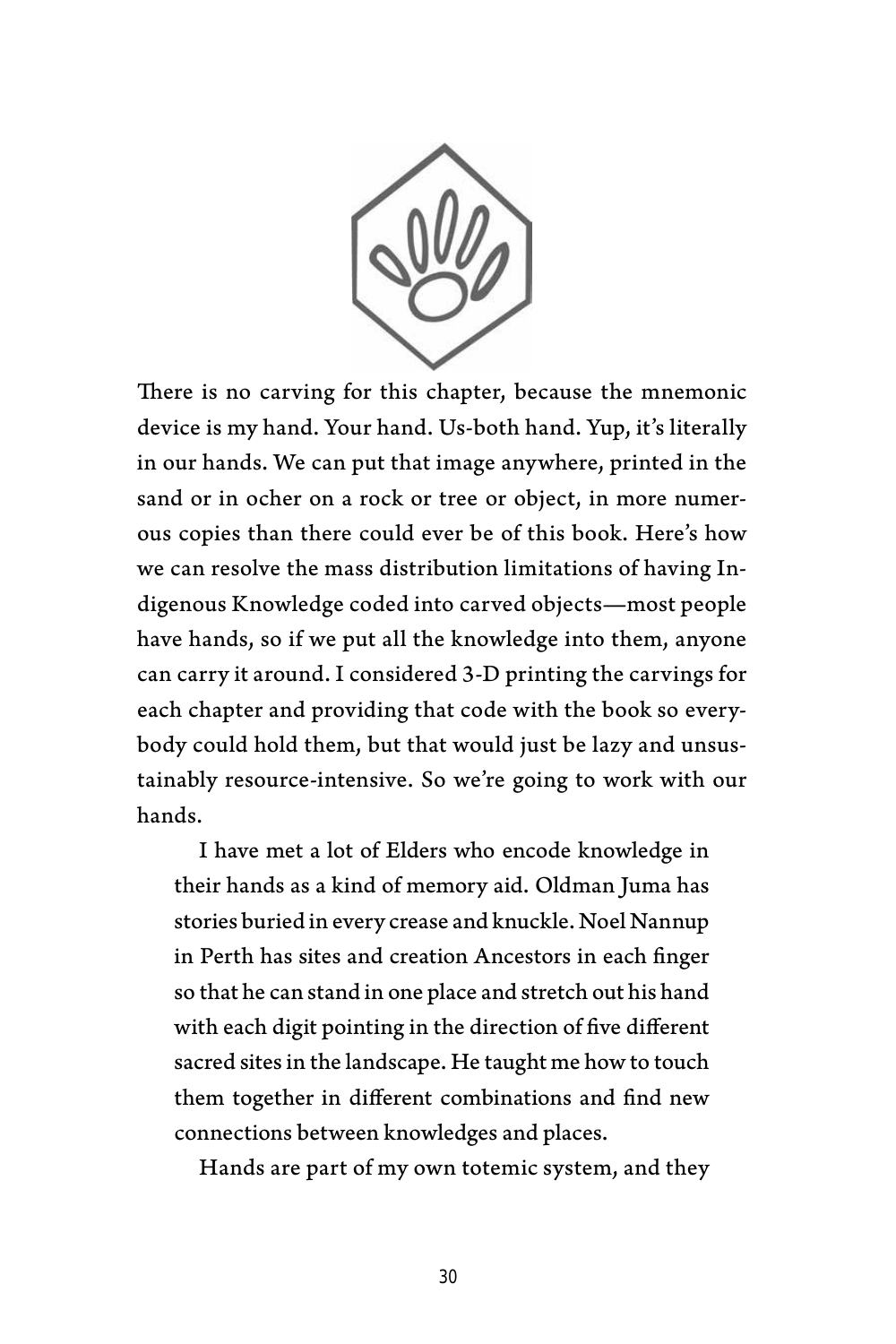There is no carving for this chapter, because the mnemonic device is my hand. Your hand. Us-both hand. Yup, it's literally in our hands. We can put that image anywhere, printed in the sand or in ocher on a rock or tree or object, in more numerous copies than there could ever be of this book. Here's how we can resolve the mass distribution limitations of having Indigenous Knowledge coded into carved objects—most people have hands, so if we put all the knowledge into them, anyone can carry it around. I considered 3-D printing the carvings for each chapter and providing that code with the book so everybody could hold them, but that would just be lazy and unsustainably resource-intensive. So we're going to work with our hands.

I have met a lot of Elders who encode knowledge in their hands as a kind of memory aid. Oldman Juma has stories buried in every crease and knuckle. Noel Nannup in Perth has sites and creation Ancestors in each finger so that he can stand in one place and stretch out his hand with each digit pointing in the direction of five different sacred sites in the landscape. He taught me how to touch them together in different combinations and find new connections between knowledges and places.

Hands are part of my own totemic system, and they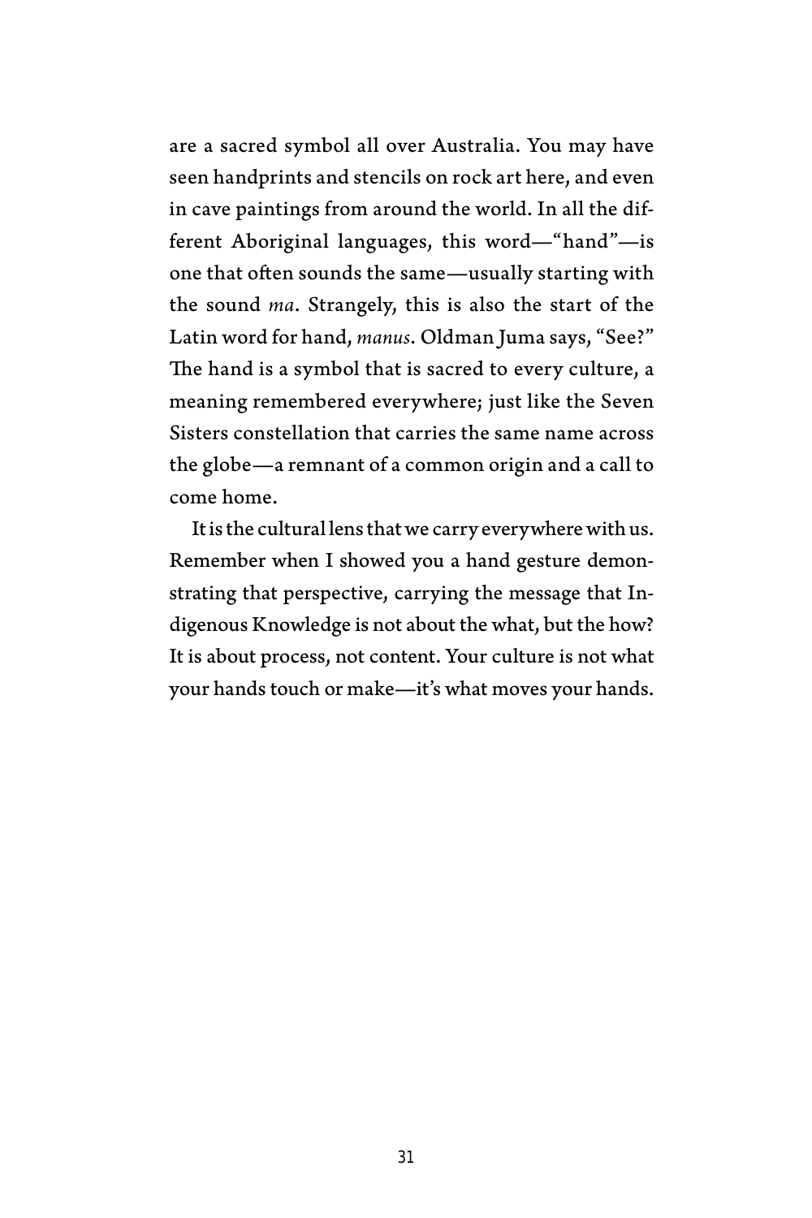are a sacred symbol all over Australia. You may have seen handprints and stencils on rock art here, and even in cave paintings from around the world. In all the different Aboriginal languages, this word—"hand"—is one that often sounds the same—usually starting with the sound *ma*. Strangely, this is also the start of the Latin word for hand, *manus*. Oldman Juma says, "See?" The hand is a symbol that is sacred to every culture, a meaning remembered everywhere; just like the Seven Sisters constellation that carries the same name across the globe—a remnant of a common origin and a call to come home.

It is the cultural lens that we carry everywhere with us. Remember when I showed you a hand gesture demonstrating that perspective, carrying the message that Indigenous Knowledge is not about the what, but the how? It is about process, not content. Your culture is not what your hands touch or make—it's what moves your hands.